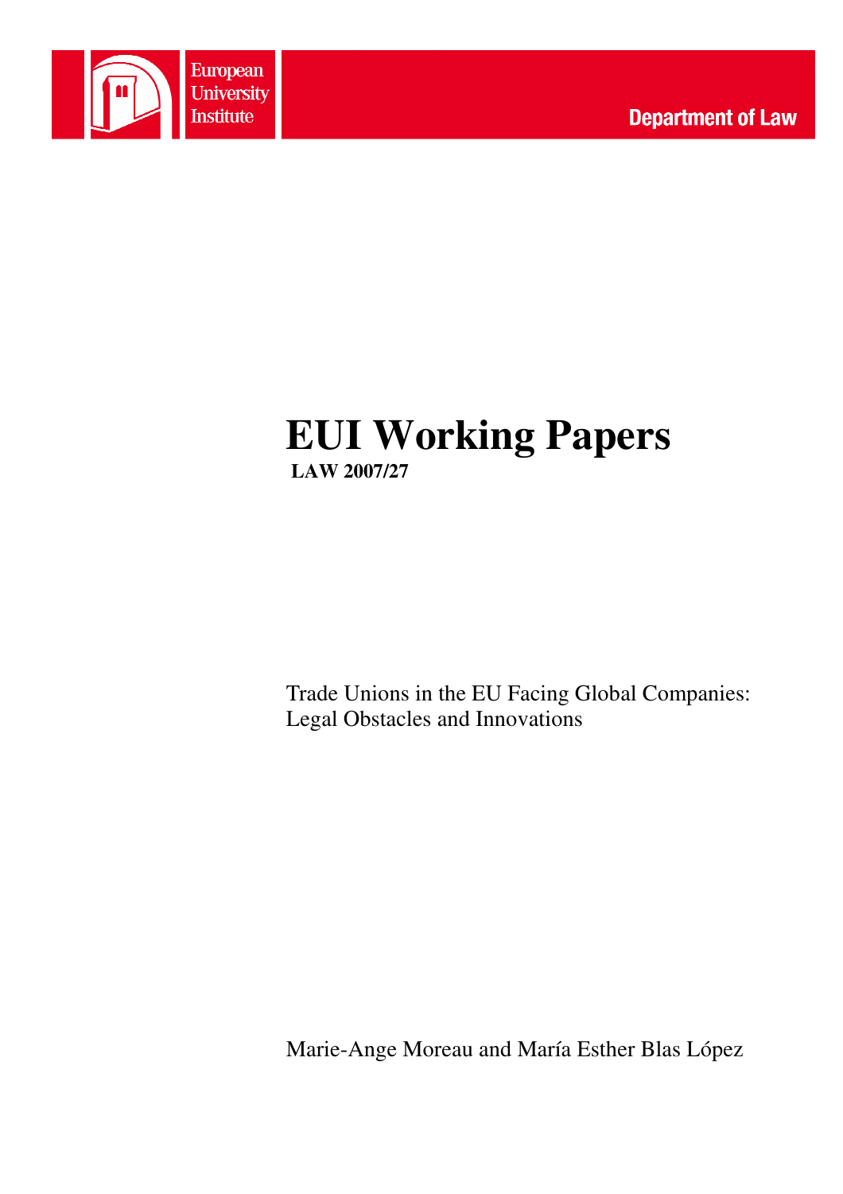European University Institute

Department of Law

# EUI Working Papers

**LAW 2007/27**

Trade Unions in the EU Facing Global Companies: Legal Obstacles and Innovations

Marie-Ange Moreau and María Esther Blas López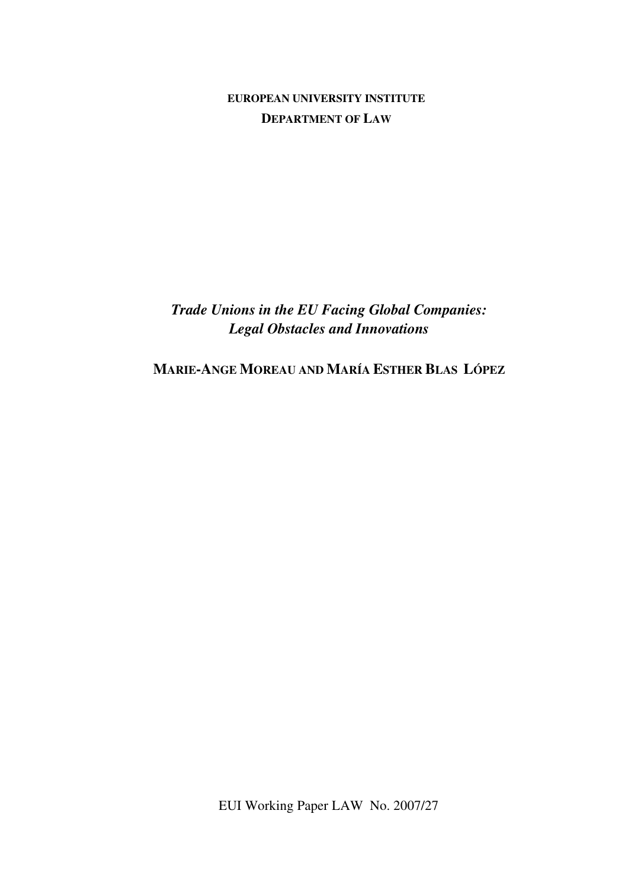**EUROPEAN UNIVERSITY INSTITUTE**

**DEPARTMENT OF LAW**

# *Trade Unions in the EU Facing Global Companies: Legal Obstacles and Innovations*

**MARIE-ANGE MOREAU AND MARÍA ESTHER BLAS LÓPEZ**

EUI Working Paper LAW No. 2007/27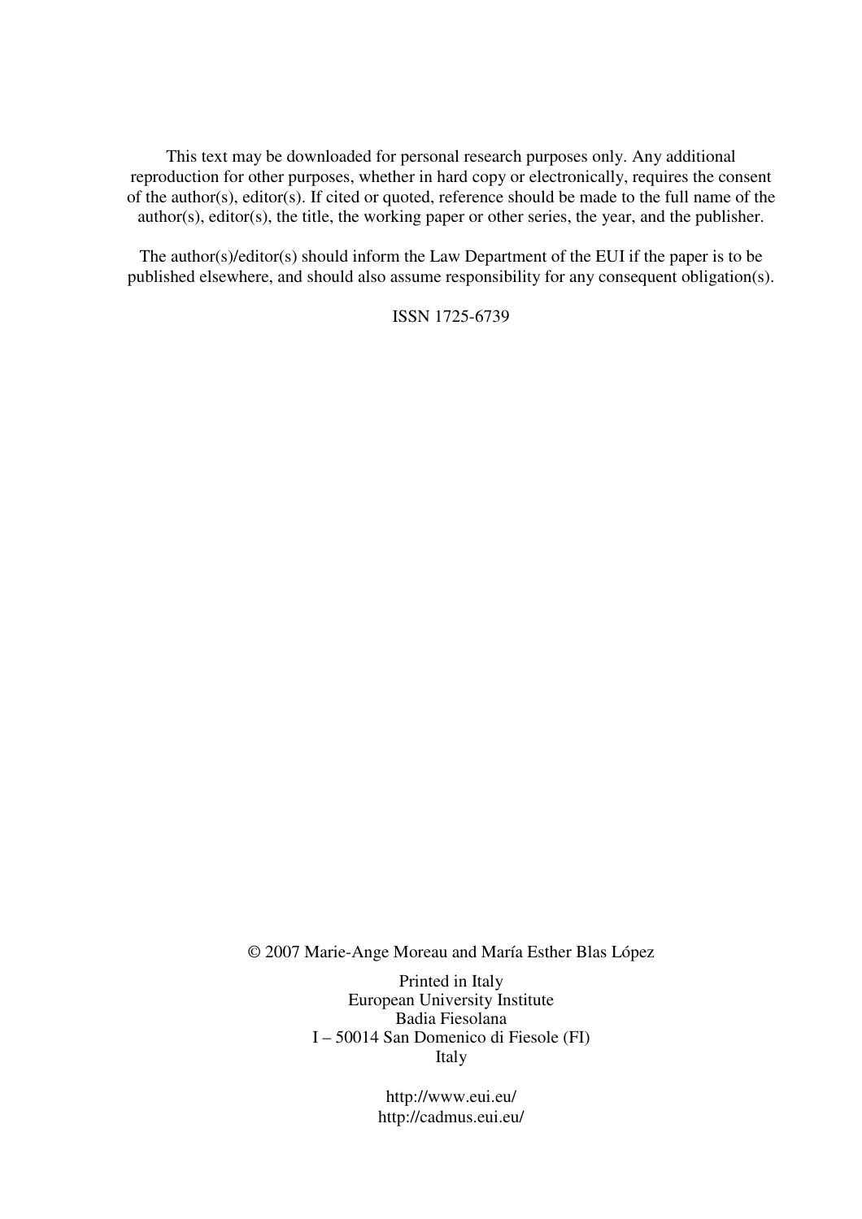This text may be downloaded for personal research purposes only. Any additional reproduction for other purposes, whether in hard copy or electronically, requires the consent of the author(s), editor(s). If cited or quoted, reference should be made to the full name of the author(s), editor(s), the title, the working paper or other series, the year, and the publisher.

The author(s)/editor(s) should inform the Law Department of the EUI if the paper is to be published elsewhere, and should also assume responsibility for any consequent obligation(s).

ISSN 1725-6739

© 2007 Marie-Ange Moreau and María Esther Blas López

Printed in Italy
European University Institute
Badia Fiesolana
I – 50014 San Domenico di Fiesole (FI)
Italy

http://www.eui.eu/
http://cadmus.eui.eu/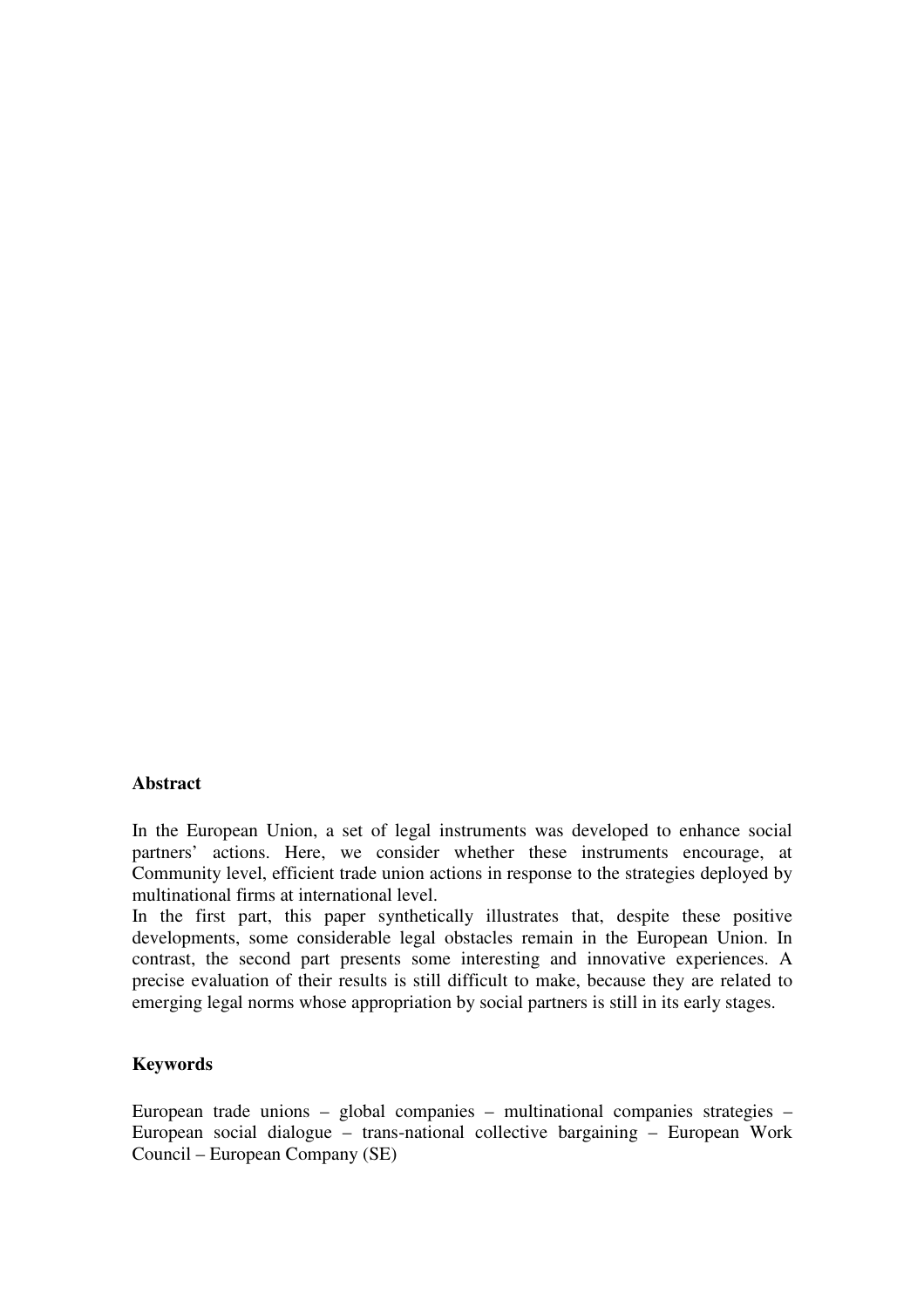**Abstract**

In the European Union, a set of legal instruments was developed to enhance social partners' actions. Here, we consider whether these instruments encourage, at Community level, efficient trade union actions in response to the strategies deployed by multinational firms at international level.

In the first part, this paper synthetically illustrates that, despite these positive developments, some considerable legal obstacles remain in the European Union. In contrast, the second part presents some interesting and innovative experiences. A precise evaluation of their results is still difficult to make, because they are related to emerging legal norms whose appropriation by social partners is still in its early stages.

**Keywords**

European trade unions – global companies – multinational companies strategies – European social dialogue – trans-national collective bargaining – European Work Council – European Company (SE)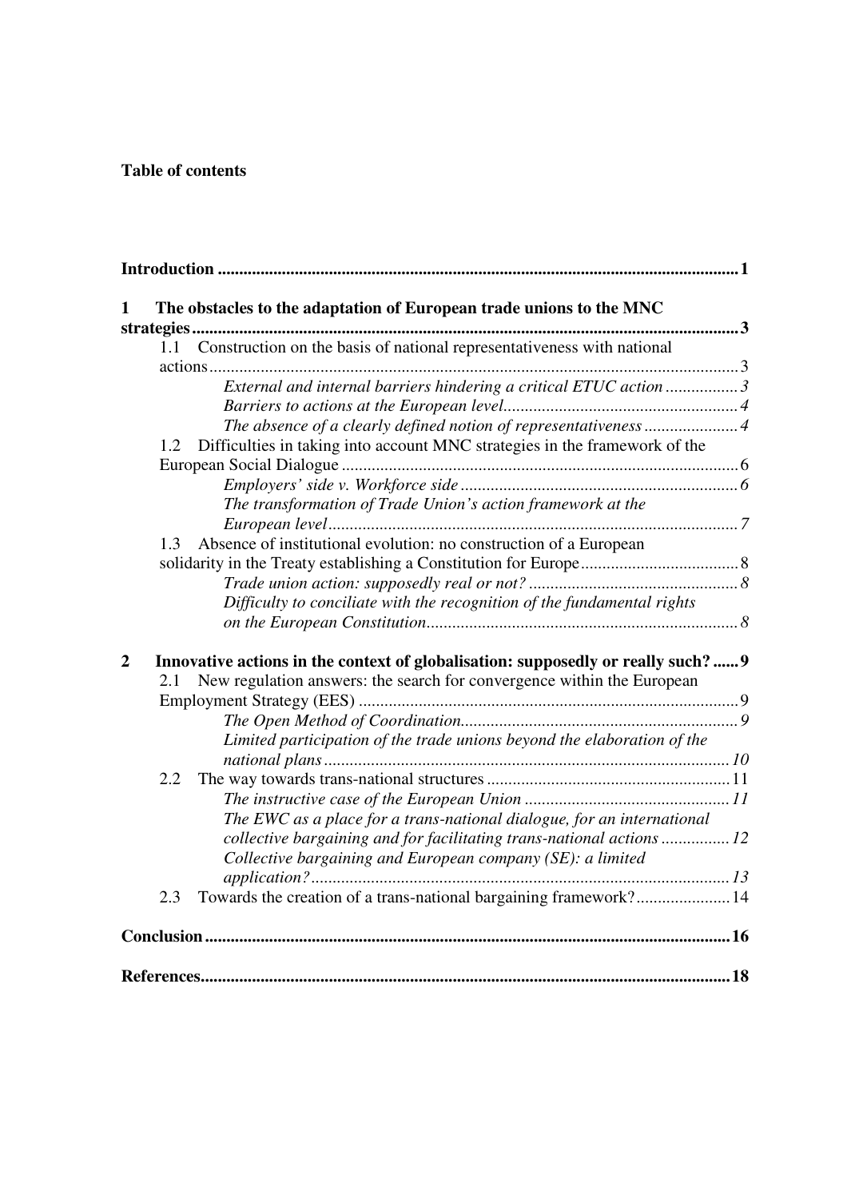**Table of contents**

**Introduction** ........................................................................................................................ **1**

**1 The obstacles to the adaptation of European trade unions to the MNC strategies** ........................................................................................................................ **3**

- 1.1 Construction on the basis of national representativeness with national actions ........................................................................................................................ 3
  - *External and internal barriers hindering a critical ETUC action* ................. *3*
  - *Barriers to actions at the European level* ....................................................... *4*
  - *The absence of a clearly defined notion of representativeness* ...................... *4*
- 1.2 Difficulties in taking into account MNC strategies in the framework of the European Social Dialogue ........................................................................................... 6
  - *Employers' side v. Workforce side* ................................................................. *6*
  - *The transformation of Trade Union's action framework at the European level* ............................................................................................... *7*
- 1.3 Absence of institutional evolution: no construction of a European solidarity in the Treaty establishing a Constitution for Europe ..................................... 8
  - *Trade union action: supposedly real or not?* ................................................. *8*
  - *Difficulty to conciliate with the recognition of the fundamental rights on the European Constitution* ........................................................................ *8*

**2 Innovative actions in the context of globalisation: supposedly or really such?** ...... **9**

- 2.1 New regulation answers: the search for convergence within the European Employment Strategy (EES) ......................................................................................... 9
  - *The Open Method of Coordination* ................................................................. *9*
  - *Limited participation of the trade unions beyond the elaboration of the national plans* ............................................................................................... *10*
- 2.2 The way towards trans-national structures ......................................................... 11
  - *The instructive case of the European Union* ................................................ *11*
  - *The EWC as a place for a trans-national dialogue, for an international collective bargaining and for facilitating trans-national actions* ................ *12*
  - *Collective bargaining and European company (SE): a limited application?* ................................................................................................... *13*
- 2.3 Towards the creation of a trans-national bargaining framework? ...................... 14

**Conclusion** ........................................................................................................................ **16**

**References** ........................................................................................................................ **18**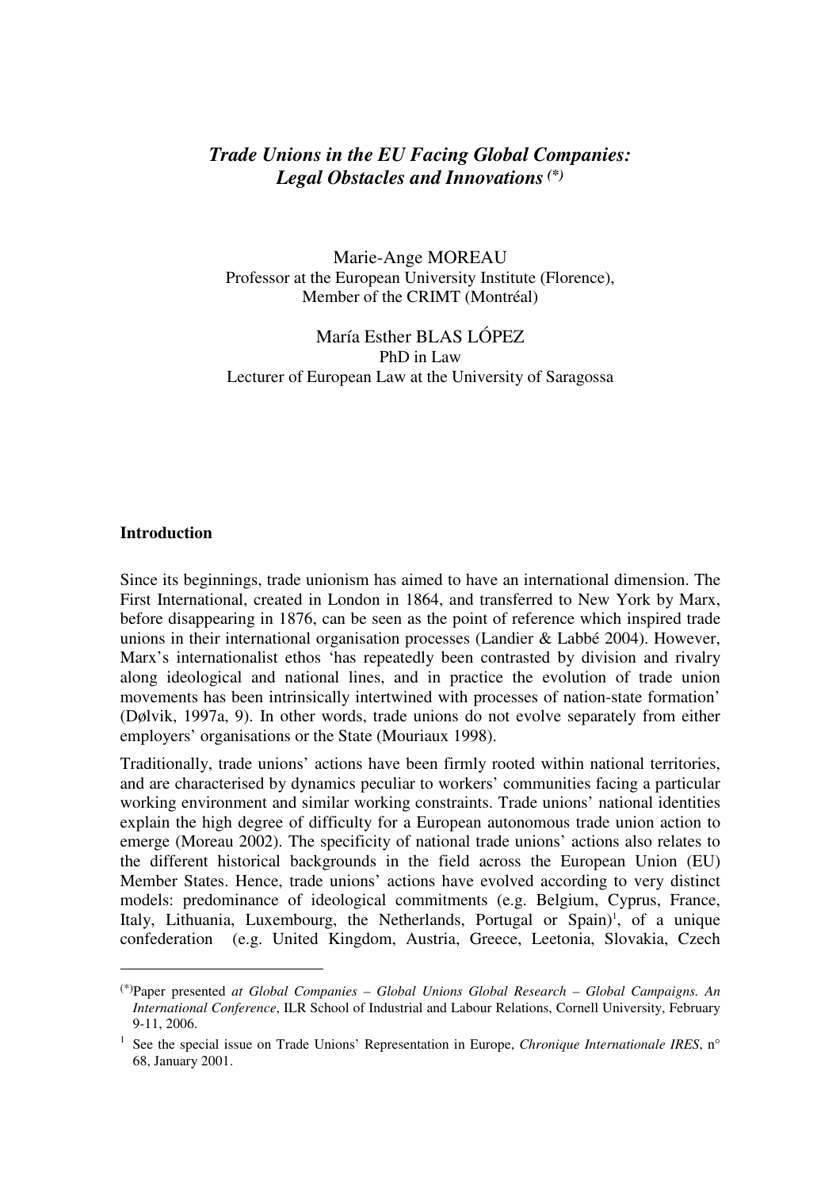## *Trade Unions in the EU Facing Global Companies: Legal Obstacles and Innovations* [(*)]

Marie-Ange MOREAU
Professor at the European University Institute (Florence),
Member of the CRIMT (Montréal)

María Esther BLAS LÓPEZ
PhD in Law
Lecturer of European Law at the University of Saragossa

### Introduction

Since its beginnings, trade unionism has aimed to have an international dimension. The First International, created in London in 1864, and transferred to New York by Marx, before disappearing in 1876, can be seen as the point of reference which inspired trade unions in their international organisation processes (Landier & Labbé 2004). However, Marx's internationalist ethos 'has repeatedly been contrasted by division and rivalry along ideological and national lines, and in practice the evolution of trade union movements has been intrinsically intertwined with processes of nation-state formation' (Dølvik, 1997a, 9). In other words, trade unions do not evolve separately from either employers' organisations or the State (Mouriaux 1998).

Traditionally, trade unions' actions have been firmly rooted within national territories, and are characterised by dynamics peculiar to workers' communities facing a particular working environment and similar working constraints. Trade unions' national identities explain the high degree of difficulty for a European autonomous trade union action to emerge (Moreau 2002). The specificity of national trade unions' actions also relates to the different historical backgrounds in the field across the European Union (EU) Member States. Hence, trade unions' actions have evolved according to very distinct models: predominance of ideological commitments (e.g. Belgium, Cyprus, France, Italy, Lithuania, Luxembourg, the Netherlands, Portugal or Spain)[1], of a unique confederation (e.g. United Kingdom, Austria, Greece, Leetonia, Slovakia, Czech

---

[(*)] Paper presented *at Global Companies – Global Unions Global Research – Global Campaigns. An International Conference*, ILR School of Industrial and Labour Relations, Cornell University, February 9-11, 2006.

[1] See the special issue on Trade Unions' Representation in Europe, *Chronique Internationale IRES*, n° 68, January 2001.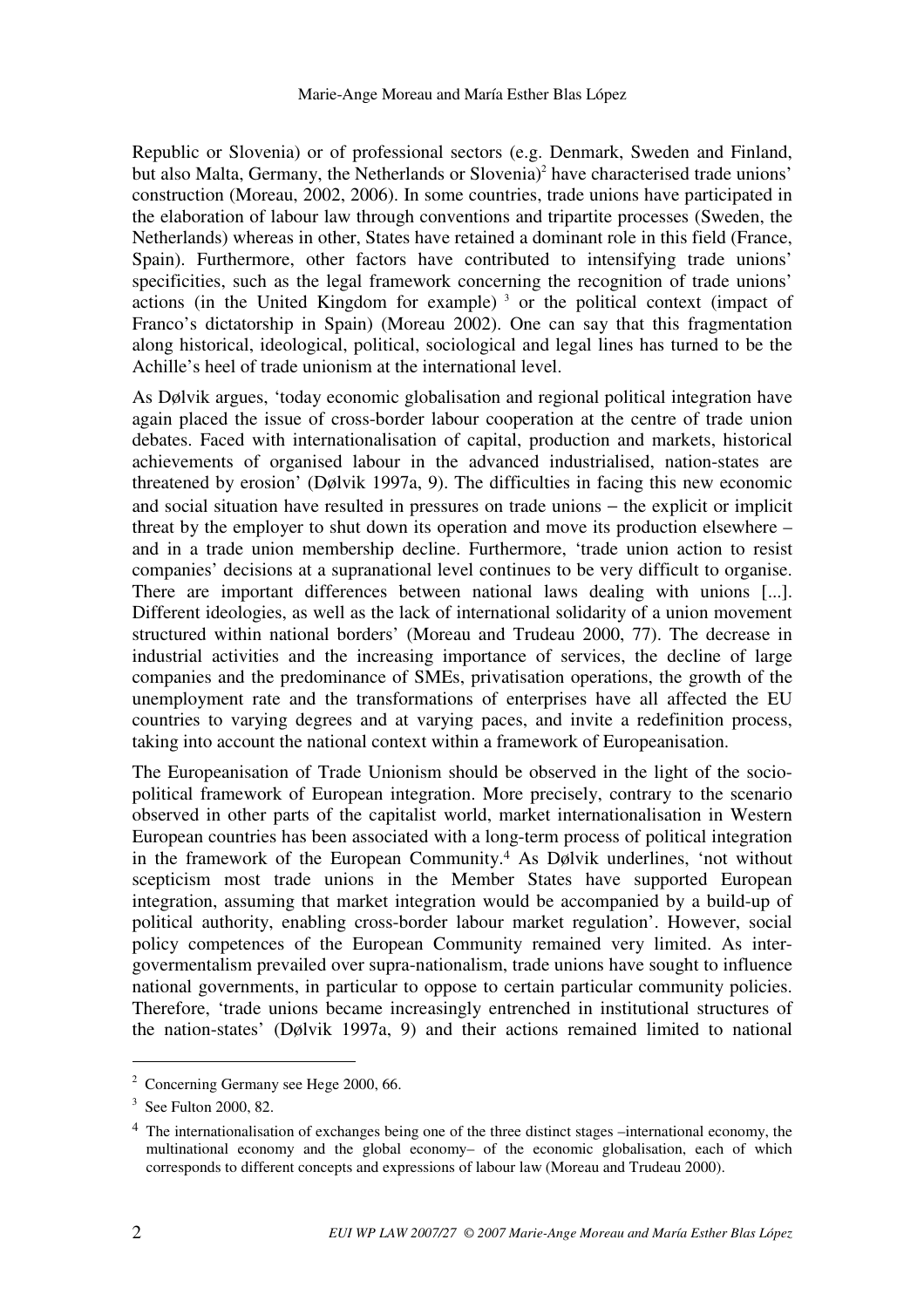Republic or Slovenia) or of professional sectors (e.g. Denmark, Sweden and Finland, but also Malta, Germany, the Netherlands or Slovenia)[2] have characterised trade unions' construction (Moreau, 2002, 2006). In some countries, trade unions have participated in the elaboration of labour law through conventions and tripartite processes (Sweden, the Netherlands) whereas in other, States have retained a dominant role in this field (France, Spain). Furthermore, other factors have contributed to intensifying trade unions' specificities, such as the legal framework concerning the recognition of trade unions' actions (in the United Kingdom for example) [3] or the political context (impact of Franco's dictatorship in Spain) (Moreau 2002). One can say that this fragmentation along historical, ideological, political, sociological and legal lines has turned to be the Achille's heel of trade unionism at the international level.

As Dølvik argues, 'today economic globalisation and regional political integration have again placed the issue of cross-border labour cooperation at the centre of trade union debates. Faced with internationalisation of capital, production and markets, historical achievements of organised labour in the advanced industrialised, nation-states are threatened by erosion' (Dølvik 1997a, 9). The difficulties in facing this new economic and social situation have resulted in pressures on trade unions – the explicit or implicit threat by the employer to shut down its operation and move its production elsewhere – and in a trade union membership decline. Furthermore, 'trade union action to resist companies' decisions at a supranational level continues to be very difficult to organise. There are important differences between national laws dealing with unions [...]. Different ideologies, as well as the lack of international solidarity of a union movement structured within national borders' (Moreau and Trudeau 2000, 77). The decrease in industrial activities and the increasing importance of services, the decline of large companies and the predominance of SMEs, privatisation operations, the growth of the unemployment rate and the transformations of enterprises have all affected the EU countries to varying degrees and at varying paces, and invite a redefinition process, taking into account the national context within a framework of Europeanisation.

The Europeanisation of Trade Unionism should be observed in the light of the socio-political framework of European integration. More precisely, contrary to the scenario observed in other parts of the capitalist world, market internationalisation in Western European countries has been associated with a long-term process of political integration in the framework of the European Community.[4] As Dølvik underlines, 'not without scepticism most trade unions in the Member States have supported European integration, assuming that market integration would be accompanied by a build-up of political authority, enabling cross-border labour market regulation'. However, social policy competences of the European Community remained very limited. As inter-govermentalism prevailed over supra-nationalism, trade unions have sought to influence national governments, in particular to oppose to certain particular community policies. Therefore, 'trade unions became increasingly entrenched in institutional structures of the nation-states' (Dølvik 1997a, 9) and their actions remained limited to national

[2] Concerning Germany see Hege 2000, 66.

[3] See Fulton 2000, 82.

[4] The internationalisation of exchanges being one of the three distinct stages –international economy, the multinational economy and the global economy– of the economic globalisation, each of which corresponds to different concepts and expressions of labour law (Moreau and Trudeau 2000).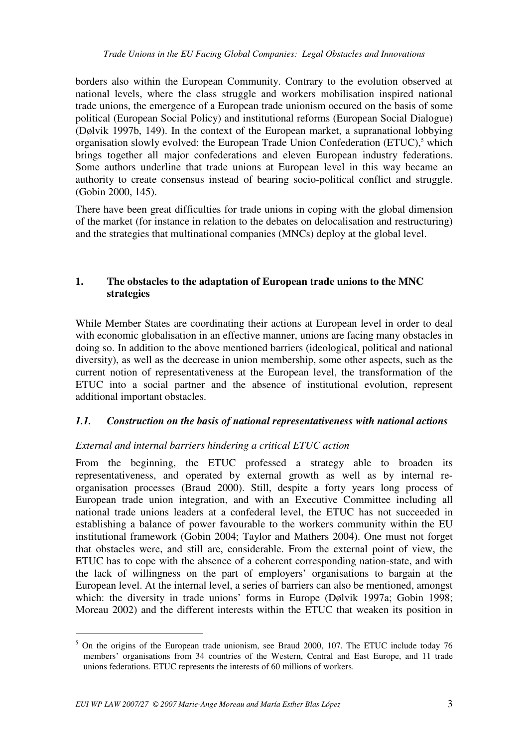borders also within the European Community. Contrary to the evolution observed at national levels, where the class struggle and workers mobilisation inspired national trade unions, the emergence of a European trade unionism occured on the basis of some political (European Social Policy) and institutional reforms (European Social Dialogue) (Dølvik 1997b, 149). In the context of the European market, a supranational lobbying organisation slowly evolved: the European Trade Union Confederation (ETUC),[5] which brings together all major confederations and eleven European industry federations. Some authors underline that trade unions at European level in this way became an authority to create consensus instead of bearing socio-political conflict and struggle. (Gobin 2000, 145).

There have been great difficulties for trade unions in coping with the global dimension of the market (for instance in relation to the debates on delocalisation and restructuring) and the strategies that multinational companies (MNCs) deploy at the global level.

## 1. The obstacles to the adaptation of European trade unions to the MNC strategies

While Member States are coordinating their actions at European level in order to deal with economic globalisation in an effective manner, unions are facing many obstacles in doing so. In addition to the above mentioned barriers (ideological, political and national diversity), as well as the decrease in union membership, some other aspects, such as the current notion of representativeness at the European level, the transformation of the ETUC into a social partner and the absence of institutional evolution, represent additional important obstacles.

### *1.1. Construction on the basis of national representativeness with national actions*

*External and internal barriers hindering a critical ETUC action*

From the beginning, the ETUC professed a strategy able to broaden its representativeness, and operated by external growth as well as by internal re-organisation processes (Braud 2000). Still, despite a forty years long process of European trade union integration, and with an Executive Committee including all national trade unions leaders at a confederal level, the ETUC has not succeeded in establishing a balance of power favourable to the workers community within the EU institutional framework (Gobin 2004; Taylor and Mathers 2004). One must not forget that obstacles were, and still are, considerable. From the external point of view, the ETUC has to cope with the absence of a coherent corresponding nation-state, and with the lack of willingness on the part of employers' organisations to bargain at the European level. At the internal level, a series of barriers can also be mentioned, amongst which: the diversity in trade unions' forms in Europe (Dølvik 1997a; Gobin 1998; Moreau 2002) and the different interests within the ETUC that weaken its position in

[5] On the origins of the European trade unionism, see Braud 2000, 107. The ETUC include today 76 members' organisations from 34 countries of the Western, Central and East Europe, and 11 trade unions federations. ETUC represents the interests of 60 millions of workers.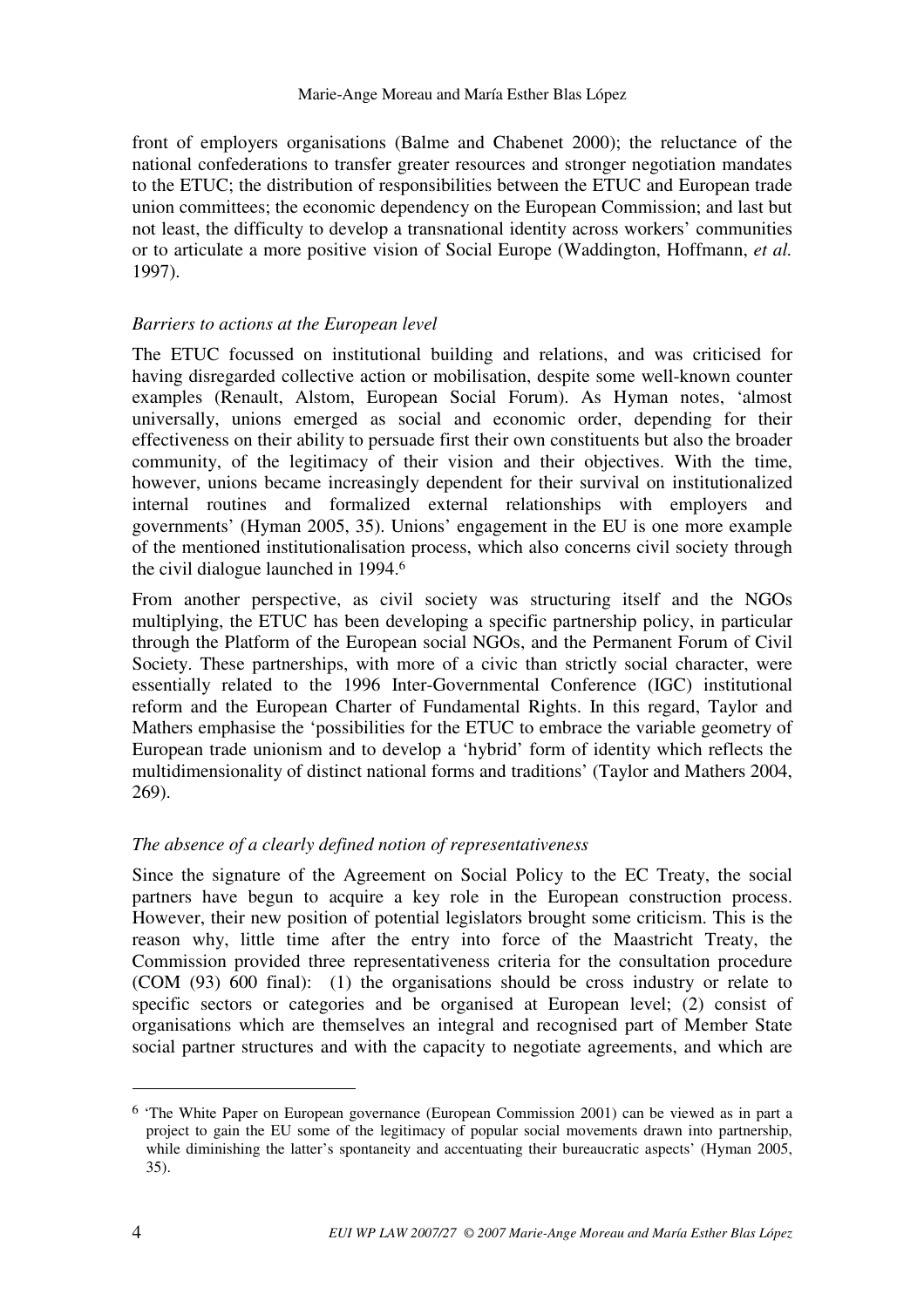front of employers organisations (Balme and Chabenet 2000); the reluctance of the national confederations to transfer greater resources and stronger negotiation mandates to the ETUC; the distribution of responsibilities between the ETUC and European trade union committees; the economic dependency on the European Commission; and last but not least, the difficulty to develop a transnational identity across workers' communities or to articulate a more positive vision of Social Europe (Waddington, Hoffmann, *et al.* 1997).

### *Barriers to actions at the European level*

The ETUC focussed on institutional building and relations, and was criticised for having disregarded collective action or mobilisation, despite some well-known counter examples (Renault, Alstom, European Social Forum). As Hyman notes, 'almost universally, unions emerged as social and economic order, depending for their effectiveness on their ability to persuade first their own constituents but also the broader community, of the legitimacy of their vision and their objectives. With the time, however, unions became increasingly dependent for their survival on institutionalized internal routines and formalized external relationships with employers and governments' (Hyman 2005, 35). Unions' engagement in the EU is one more example of the mentioned institutionalisation process, which also concerns civil society through the civil dialogue launched in 1994.[6]

From another perspective, as civil society was structuring itself and the NGOs multiplying, the ETUC has been developing a specific partnership policy, in particular through the Platform of the European social NGOs, and the Permanent Forum of Civil Society. These partnerships, with more of a civic than strictly social character, were essentially related to the 1996 Inter-Governmental Conference (IGC) institutional reform and the European Charter of Fundamental Rights. In this regard, Taylor and Mathers emphasise the 'possibilities for the ETUC to embrace the variable geometry of European trade unionism and to develop a 'hybrid' form of identity which reflects the multidimensionality of distinct national forms and traditions' (Taylor and Mathers 2004, 269).

### *The absence of a clearly defined notion of representativeness*

Since the signature of the Agreement on Social Policy to the EC Treaty, the social partners have begun to acquire a key role in the European construction process. However, their new position of potential legislators brought some criticism. This is the reason why, little time after the entry into force of the Maastricht Treaty, the Commission provided three representativeness criteria for the consultation procedure (COM (93) 600 final): (1) the organisations should be cross industry or relate to specific sectors or categories and be organised at European level; (2) consist of organisations which are themselves an integral and recognised part of Member State social partner structures and with the capacity to negotiate agreements, and which are

---

[6] 'The White Paper on European governance (European Commission 2001) can be viewed as in part a project to gain the EU some of the legitimacy of popular social movements drawn into partnership, while diminishing the latter's spontaneity and accentuating their bureaucratic aspects' (Hyman 2005, 35).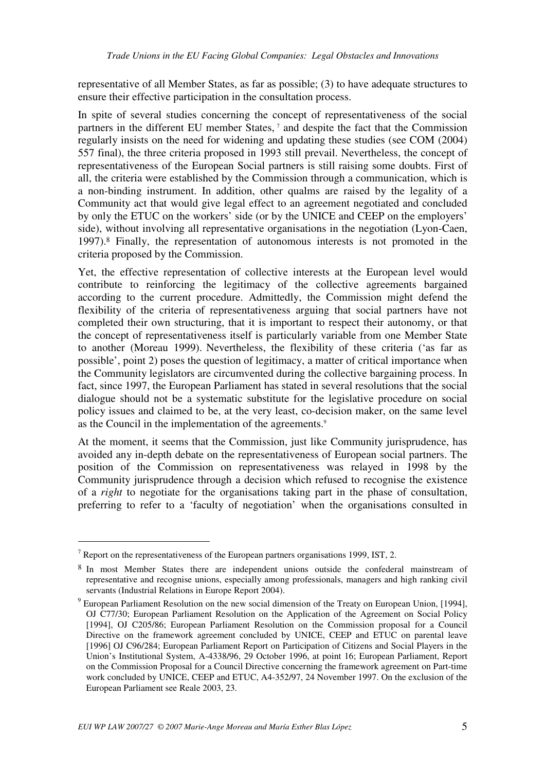representative of all Member States, as far as possible; (3) to have adequate structures to ensure their effective participation in the consultation process.

In spite of several studies concerning the concept of representativeness of the social partners in the different EU member States, [7] and despite the fact that the Commission regularly insists on the need for widening and updating these studies (see COM (2004) 557 final), the three criteria proposed in 1993 still prevail. Nevertheless, the concept of representativeness of the European Social partners is still raising some doubts. First of all, the criteria were established by the Commission through a communication, which is a non-binding instrument. In addition, other qualms are raised by the legality of a Community act that would give legal effect to an agreement negotiated and concluded by only the ETUC on the workers' side (or by the UNICE and CEEP on the employers' side), without involving all representative organisations in the negotiation (Lyon-Caen, 1997).[8] Finally, the representation of autonomous interests is not promoted in the criteria proposed by the Commission.

Yet, the effective representation of collective interests at the European level would contribute to reinforcing the legitimacy of the collective agreements bargained according to the current procedure. Admittedly, the Commission might defend the flexibility of the criteria of representativeness arguing that social partners have not completed their own structuring, that it is important to respect their autonomy, or that the concept of representativeness itself is particularly variable from one Member State to another (Moreau 1999). Nevertheless, the flexibility of these criteria ('as far as possible', point 2) poses the question of legitimacy, a matter of critical importance when the Community legislators are circumvented during the collective bargaining process. In fact, since 1997, the European Parliament has stated in several resolutions that the social dialogue should not be a systematic substitute for the legislative procedure on social policy issues and claimed to be, at the very least, co-decision maker, on the same level as the Council in the implementation of the agreements.[9]

At the moment, it seems that the Commission, just like Community jurisprudence, has avoided any in-depth debate on the representativeness of European social partners. The position of the Commission on representativeness was relayed in 1998 by the Community jurisprudence through a decision which refused to recognise the existence of a *right* to negotiate for the organisations taking part in the phase of consultation, preferring to refer to a 'faculty of negotiation' when the organisations consulted in

---

[7] Report on the representativeness of the European partners organisations 1999, IST, 2.

[8] In most Member States there are independent unions outside the confederal mainstream of representative and recognise unions, especially among professionals, managers and high ranking civil servants (Industrial Relations in Europe Report 2004).

[9] European Parliament Resolution on the new social dimension of the Treaty on European Union, [1994], OJ C77/30; European Parliament Resolution on the Application of the Agreement on Social Policy [1994], OJ C205/86; European Parliament Resolution on the Commission proposal for a Council Directive on the framework agreement concluded by UNICE, CEEP and ETUC on parental leave [1996] OJ C96/284; European Parliament Report on Participation of Citizens and Social Players in the Union's Institutional System, A-4338/96, 29 October 1996, at point 16; European Parliament, Report on the Commission Proposal for a Council Directive concerning the framework agreement on Part-time work concluded by UNICE, CEEP and ETUC, A4-352/97, 24 November 1997. On the exclusion of the European Parliament see Reale 2003, 23.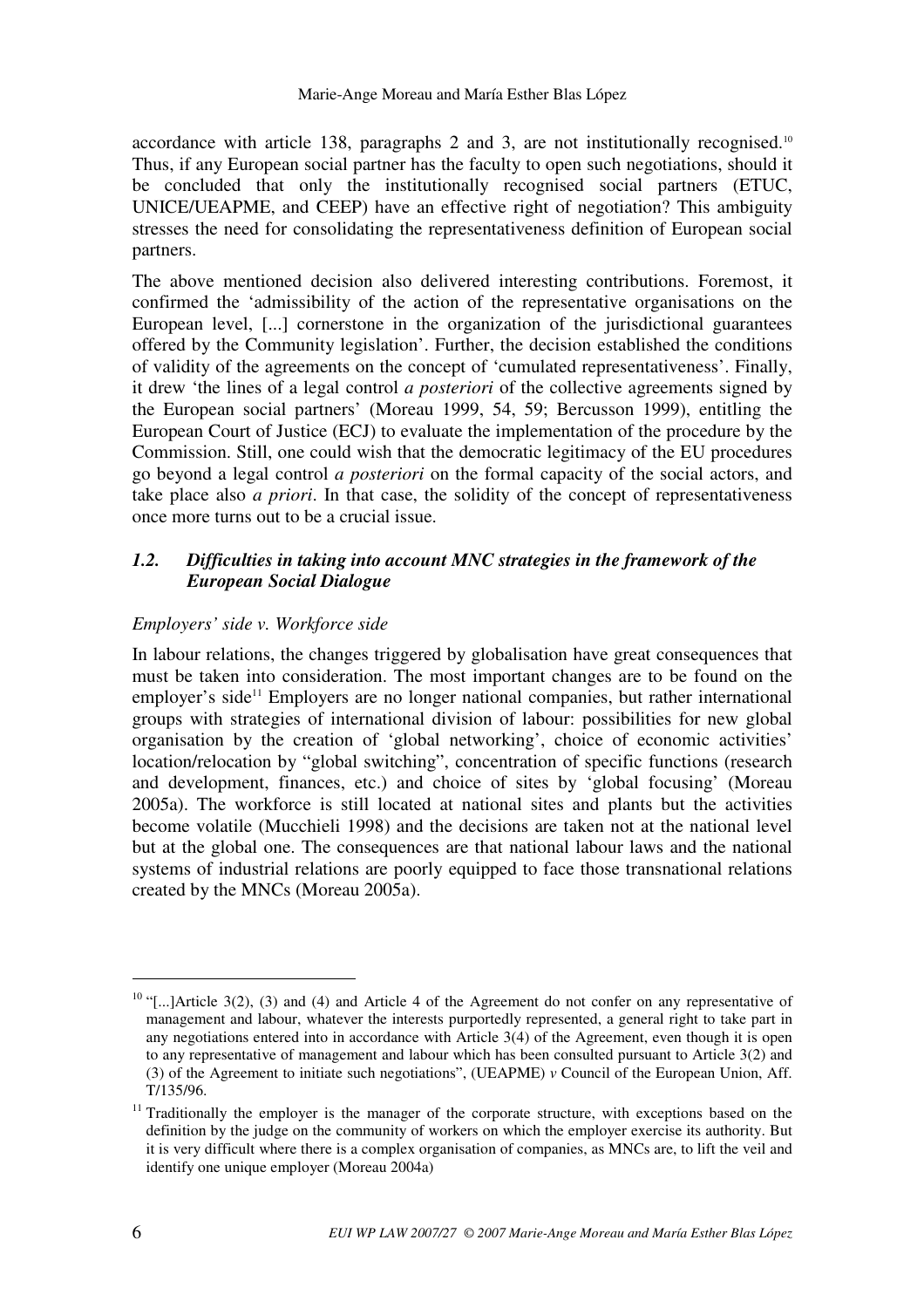accordance with article 138, paragraphs 2 and 3, are not institutionally recognised.[10] Thus, if any European social partner has the faculty to open such negotiations, should it be concluded that only the institutionally recognised social partners (ETUC, UNICE/UEAPME, and CEEP) have an effective right of negotiation? This ambiguity stresses the need for consolidating the representativeness definition of European social partners.

The above mentioned decision also delivered interesting contributions. Foremost, it confirmed the 'admissibility of the action of the representative organisations on the European level, [...] cornerstone in the organization of the jurisdictional guarantees offered by the Community legislation'. Further, the decision established the conditions of validity of the agreements on the concept of 'cumulated representativeness'. Finally, it drew 'the lines of a legal control *a posteriori* of the collective agreements signed by the European social partners' (Moreau 1999, 54, 59; Bercusson 1999), entitling the European Court of Justice (ECJ) to evaluate the implementation of the procedure by the Commission. Still, one could wish that the democratic legitimacy of the EU procedures go beyond a legal control *a posteriori* on the formal capacity of the social actors, and take place also *a priori*. In that case, the solidity of the concept of representativeness once more turns out to be a crucial issue.

### *1.2. Difficulties in taking into account MNC strategies in the framework of the European Social Dialogue*

*Employers' side v. Workforce side*

In labour relations, the changes triggered by globalisation have great consequences that must be taken into consideration. The most important changes are to be found on the employer's side[11] Employers are no longer national companies, but rather international groups with strategies of international division of labour: possibilities for new global organisation by the creation of 'global networking', choice of economic activities' location/relocation by "global switching", concentration of specific functions (research and development, finances, etc.) and choice of sites by 'global focusing' (Moreau 2005a). The workforce is still located at national sites and plants but the activities become volatile (Mucchieli 1998) and the decisions are taken not at the national level but at the global one. The consequences are that national labour laws and the national systems of industrial relations are poorly equipped to face those transnational relations created by the MNCs (Moreau 2005a).

---

[10] "[...]Article 3(2), (3) and (4) and Article 4 of the Agreement do not confer on any representative of management and labour, whatever the interests purportedly represented, a general right to take part in any negotiations entered into in accordance with Article 3(4) of the Agreement, even though it is open to any representative of management and labour which has been consulted pursuant to Article 3(2) and (3) of the Agreement to initiate such negotiations", (UEAPME) *v* Council of the European Union, Aff. T/135/96.

[11] Traditionally the employer is the manager of the corporate structure, with exceptions based on the definition by the judge on the community of workers on which the employer exercise its authority. But it is very difficult where there is a complex organisation of companies, as MNCs are, to lift the veil and identify one unique employer (Moreau 2004a)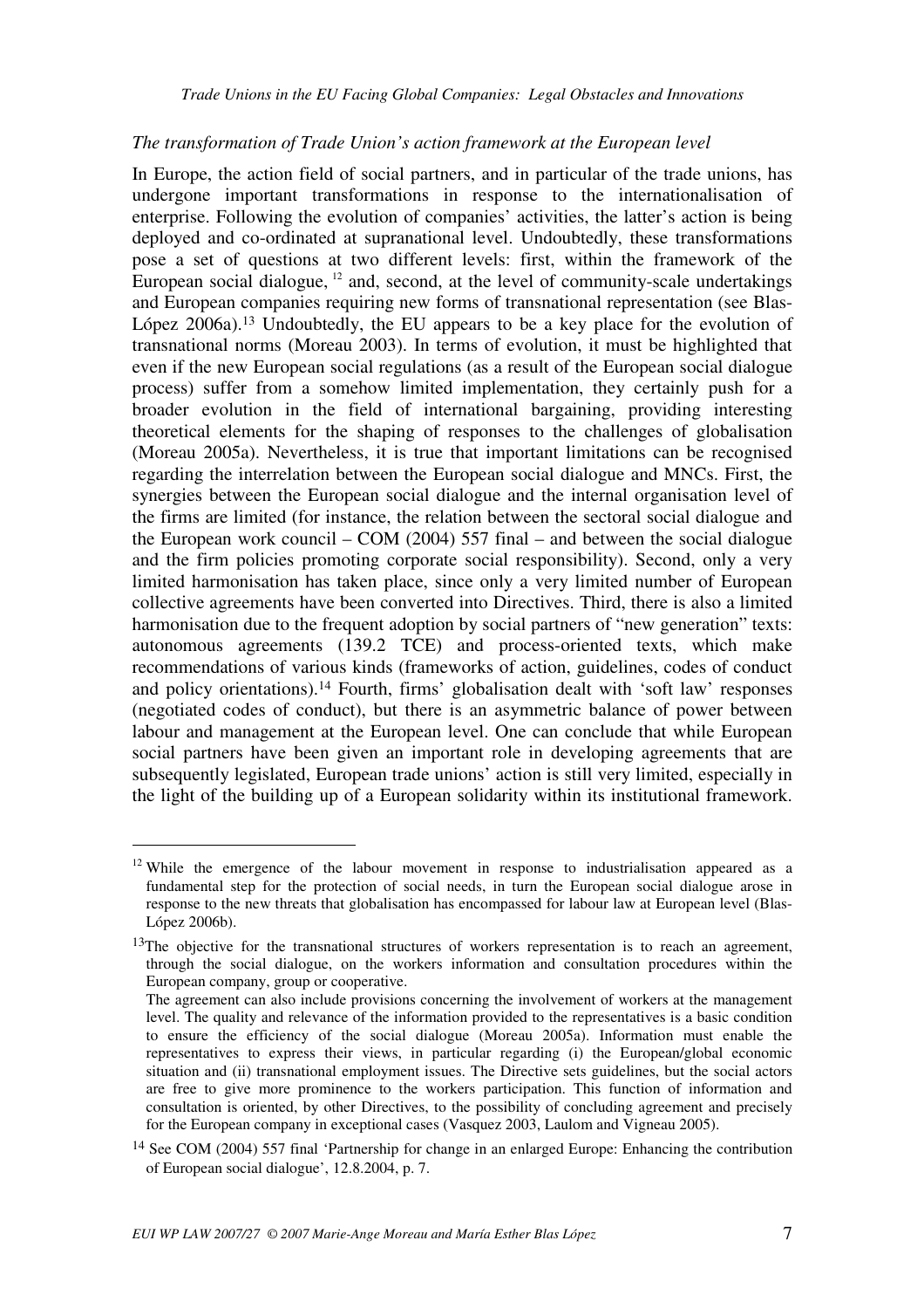*The transformation of Trade Union's action framework at the European level*

In Europe, the action field of social partners, and in particular of the trade unions, has undergone important transformations in response to the internationalisation of enterprise. Following the evolution of companies' activities, the latter's action is being deployed and co-ordinated at supranational level. Undoubtedly, these transformations pose a set of questions at two different levels: first, within the framework of the European social dialogue, [12] and, second, at the level of community-scale undertakings and European companies requiring new forms of transnational representation (see Blas-López 2006a).[13] Undoubtedly, the EU appears to be a key place for the evolution of transnational norms (Moreau 2003). In terms of evolution, it must be highlighted that even if the new European social regulations (as a result of the European social dialogue process) suffer from a somehow limited implementation, they certainly push for a broader evolution in the field of international bargaining, providing interesting theoretical elements for the shaping of responses to the challenges of globalisation (Moreau 2005a). Nevertheless, it is true that important limitations can be recognised regarding the interrelation between the European social dialogue and MNCs. First, the synergies between the European social dialogue and the internal organisation level of the firms are limited (for instance, the relation between the sectoral social dialogue and the European work council – COM (2004) 557 final – and between the social dialogue and the firm policies promoting corporate social responsibility). Second, only a very limited harmonisation has taken place, since only a very limited number of European collective agreements have been converted into Directives. Third, there is also a limited harmonisation due to the frequent adoption by social partners of "new generation" texts: autonomous agreements (139.2 TCE) and process-oriented texts, which make recommendations of various kinds (frameworks of action, guidelines, codes of conduct and policy orientations).[14] Fourth, firms' globalisation dealt with 'soft law' responses (negotiated codes of conduct), but there is an asymmetric balance of power between labour and management at the European level. One can conclude that while European social partners have been given an important role in developing agreements that are subsequently legislated, European trade unions' action is still very limited, especially in the light of the building up of a European solidarity within its institutional framework.

---

[12] While the emergence of the labour movement in response to industrialisation appeared as a fundamental step for the protection of social needs, in turn the European social dialogue arose in response to the new threats that globalisation has encompassed for labour law at European level (Blas-López 2006b).

[13] The objective for the transnational structures of workers representation is to reach an agreement, through the social dialogue, on the workers information and consultation procedures within the European company, group or cooperative.
The agreement can also include provisions concerning the involvement of workers at the management level. The quality and relevance of the information provided to the representatives is a basic condition to ensure the efficiency of the social dialogue (Moreau 2005a). Information must enable the representatives to express their views, in particular regarding (i) the European/global economic situation and (ii) transnational employment issues. The Directive sets guidelines, but the social actors are free to give more prominence to the workers participation. This function of information and consultation is oriented, by other Directives, to the possibility of concluding agreement and precisely for the European company in exceptional cases (Vasquez 2003, Laulom and Vigneau 2005).

[14] See COM (2004) 557 final 'Partnership for change in an enlarged Europe: Enhancing the contribution of European social dialogue', 12.8.2004, p. 7.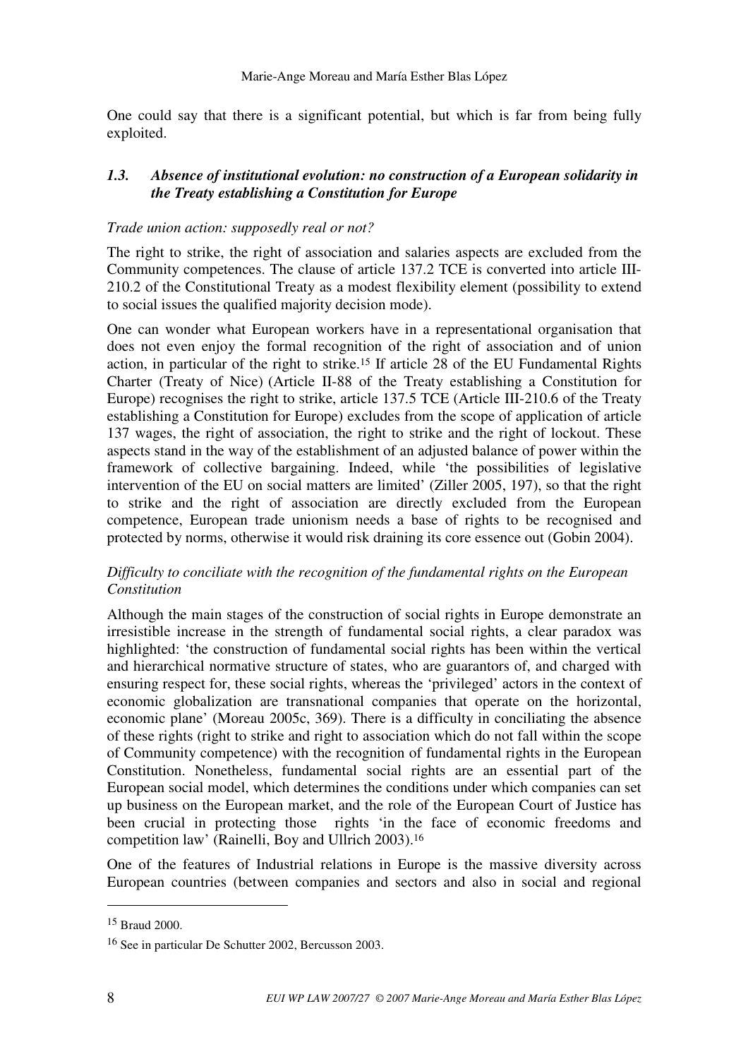One could say that there is a significant potential, but which is far from being fully exploited.

### *1.3. Absence of institutional evolution: no construction of a European solidarity in the Treaty establishing a Constitution for Europe*

*Trade union action: supposedly real or not?*

The right to strike, the right of association and salaries aspects are excluded from the Community competences. The clause of article 137.2 TCE is converted into article III-210.2 of the Constitutional Treaty as a modest flexibility element (possibility to extend to social issues the qualified majority decision mode).

One can wonder what European workers have in a representational organisation that does not even enjoy the formal recognition of the right of association and of union action, in particular of the right to strike.[15] If article 28 of the EU Fundamental Rights Charter (Treaty of Nice) (Article II-88 of the Treaty establishing a Constitution for Europe) recognises the right to strike, article 137.5 TCE (Article III-210.6 of the Treaty establishing a Constitution for Europe) excludes from the scope of application of article 137 wages, the right of association, the right to strike and the right of lockout. These aspects stand in the way of the establishment of an adjusted balance of power within the framework of collective bargaining. Indeed, while 'the possibilities of legislative intervention of the EU on social matters are limited' (Ziller 2005, 197), so that the right to strike and the right of association are directly excluded from the European competence, European trade unionism needs a base of rights to be recognised and protected by norms, otherwise it would risk draining its core essence out (Gobin 2004).

*Difficulty to conciliate with the recognition of the fundamental rights on the European Constitution*

Although the main stages of the construction of social rights in Europe demonstrate an irresistible increase in the strength of fundamental social rights, a clear paradox was highlighted: 'the construction of fundamental social rights has been within the vertical and hierarchical normative structure of states, who are guarantors of, and charged with ensuring respect for, these social rights, whereas the 'privileged' actors in the context of economic globalization are transnational companies that operate on the horizontal, economic plane' (Moreau 2005c, 369). There is a difficulty in conciliating the absence of these rights (right to strike and right to association which do not fall within the scope of Community competence) with the recognition of fundamental rights in the European Constitution. Nonetheless, fundamental social rights are an essential part of the European social model, which determines the conditions under which companies can set up business on the European market, and the role of the European Court of Justice has been crucial in protecting those rights 'in the face of economic freedoms and competition law' (Rainelli, Boy and Ullrich 2003).[16]

One of the features of Industrial relations in Europe is the massive diversity across European countries (between companies and sectors and also in social and regional

[15] Braud 2000.

[16] See in particular De Schutter 2002, Bercusson 2003.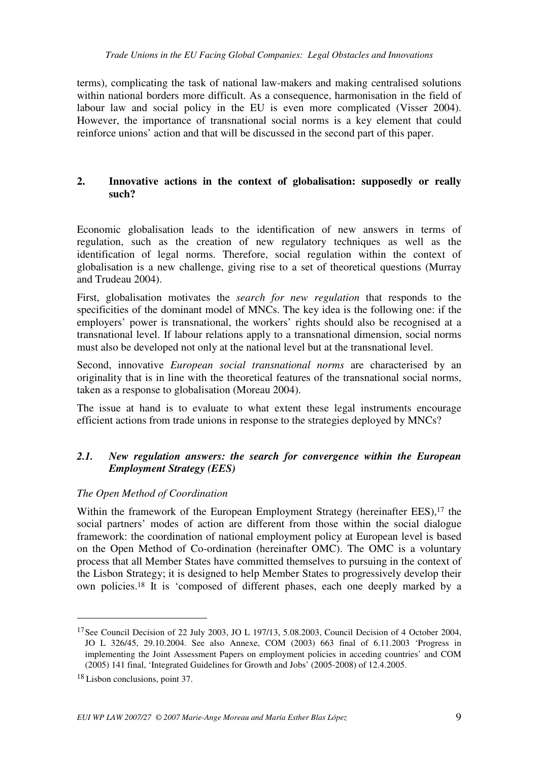terms), complicating the task of national law-makers and making centralised solutions within national borders more difficult. As a consequence, harmonisation in the field of labour law and social policy in the EU is even more complicated (Visser 2004). However, the importance of transnational social norms is a key element that could reinforce unions' action and that will be discussed in the second part of this paper.

## 2. Innovative actions in the context of globalisation: supposedly or really such?

Economic globalisation leads to the identification of new answers in terms of regulation, such as the creation of new regulatory techniques as well as the identification of legal norms. Therefore, social regulation within the context of globalisation is a new challenge, giving rise to a set of theoretical questions (Murray and Trudeau 2004).

First, globalisation motivates the *search for new regulation* that responds to the specificities of the dominant model of MNCs. The key idea is the following one: if the employers' power is transnational, the workers' rights should also be recognised at a transnational level. If labour relations apply to a transnational dimension, social norms must also be developed not only at the national level but at the transnational level.

Second, innovative *European social transnational norms* are characterised by an originality that is in line with the theoretical features of the transnational social norms, taken as a response to globalisation (Moreau 2004).

The issue at hand is to evaluate to what extent these legal instruments encourage efficient actions from trade unions in response to the strategies deployed by MNCs?

### *2.1. New regulation answers: the search for convergence within the European Employment Strategy (EES)*

*The Open Method of Coordination*

Within the framework of the European Employment Strategy (hereinafter EES),[17] the social partners' modes of action are different from those within the social dialogue framework: the coordination of national employment policy at European level is based on the Open Method of Co-ordination (hereinafter OMC). The OMC is a voluntary process that all Member States have committed themselves to pursuing in the context of the Lisbon Strategy; it is designed to help Member States to progressively develop their own policies.[18] It is 'composed of different phases, each one deeply marked by a

---

[17] See Council Decision of 22 July 2003, JO L 197/13, 5.08.2003, Council Decision of 4 October 2004, JO L 326/45, 29.10.2004. See also Annexe, COM (2003) 663 final of 6.11.2003 'Progress in implementing the Joint Assessment Papers on employment policies in acceding countries' and COM (2005) 141 final, 'Integrated Guidelines for Growth and Jobs' (2005-2008) of 12.4.2005.

[18] Lisbon conclusions, point 37.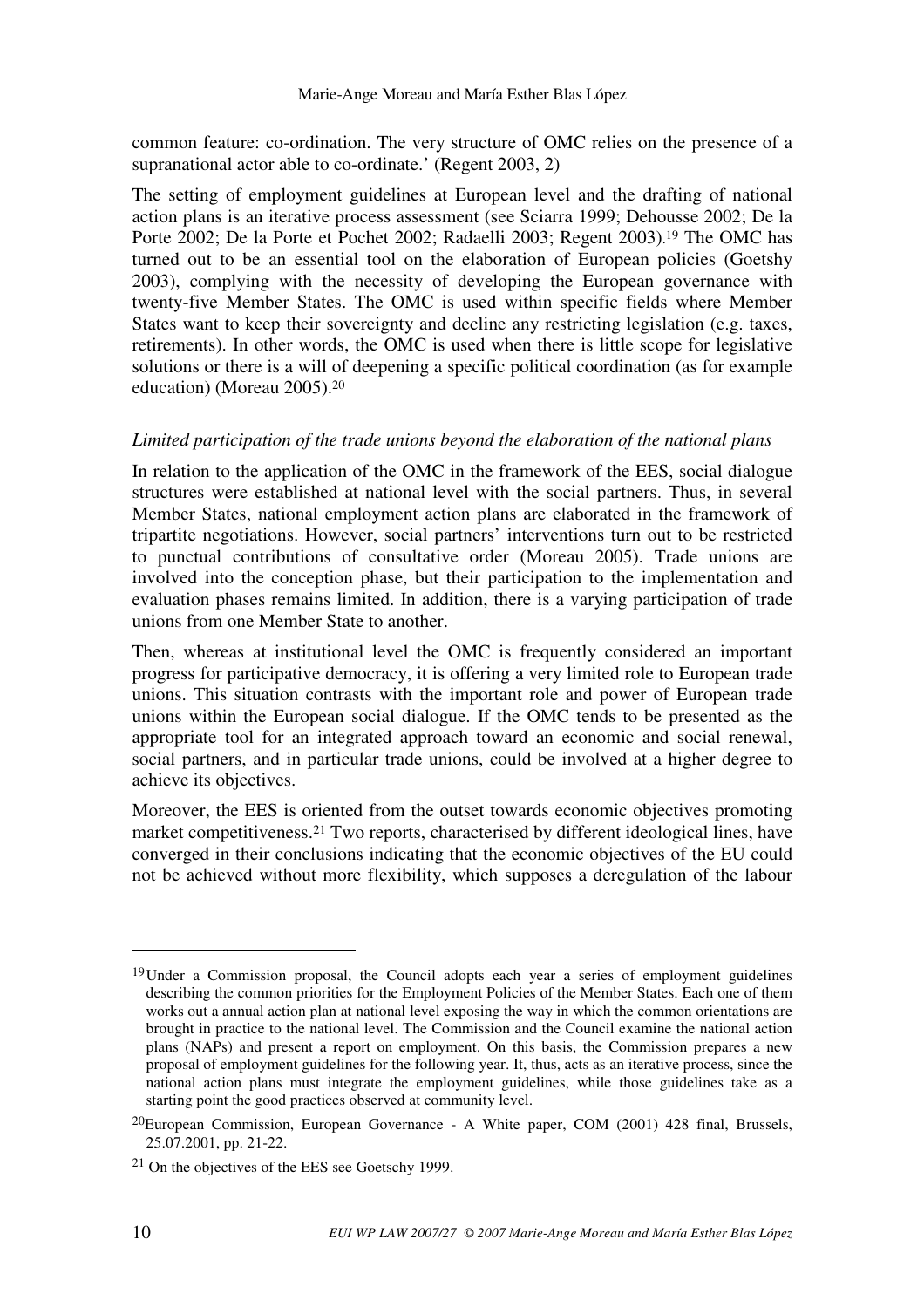common feature: co-ordination. The very structure of OMC relies on the presence of a supranational actor able to co-ordinate.' (Regent 2003, 2)

The setting of employment guidelines at European level and the drafting of national action plans is an iterative process assessment (see Sciarra 1999; Dehousse 2002; De la Porte 2002; De la Porte et Pochet 2002; Radaelli 2003; Regent 2003).[19] The OMC has turned out to be an essential tool on the elaboration of European policies (Goetshy 2003), complying with the necessity of developing the European governance with twenty-five Member States. The OMC is used within specific fields where Member States want to keep their sovereignty and decline any restricting legislation (e.g. taxes, retirements). In other words, the OMC is used when there is little scope for legislative solutions or there is a will of deepening a specific political coordination (as for example education) (Moreau 2005).[20]

*Limited participation of the trade unions beyond the elaboration of the national plans*

In relation to the application of the OMC in the framework of the EES, social dialogue structures were established at national level with the social partners. Thus, in several Member States, national employment action plans are elaborated in the framework of tripartite negotiations. However, social partners' interventions turn out to be restricted to punctual contributions of consultative order (Moreau 2005). Trade unions are involved into the conception phase, but their participation to the implementation and evaluation phases remains limited. In addition, there is a varying participation of trade unions from one Member State to another.

Then, whereas at institutional level the OMC is frequently considered an important progress for participative democracy, it is offering a very limited role to European trade unions. This situation contrasts with the important role and power of European trade unions within the European social dialogue. If the OMC tends to be presented as the appropriate tool for an integrated approach toward an economic and social renewal, social partners, and in particular trade unions, could be involved at a higher degree to achieve its objectives.

Moreover, the EES is oriented from the outset towards economic objectives promoting market competitiveness.[21] Two reports, characterised by different ideological lines, have converged in their conclusions indicating that the economic objectives of the EU could not be achieved without more flexibility, which supposes a deregulation of the labour

---

[19] Under a Commission proposal, the Council adopts each year a series of employment guidelines describing the common priorities for the Employment Policies of the Member States. Each one of them works out a annual action plan at national level exposing the way in which the common orientations are brought in practice to the national level. The Commission and the Council examine the national action plans (NAPs) and present a report on employment. On this basis, the Commission prepares a new proposal of employment guidelines for the following year. It, thus, acts as an iterative process, since the national action plans must integrate the employment guidelines, while those guidelines take as a starting point the good practices observed at community level.

[20] European Commission, European Governance - A White paper, COM (2001) 428 final, Brussels, 25.07.2001, pp. 21-22.

[21] On the objectives of the EES see Goetschy 1999.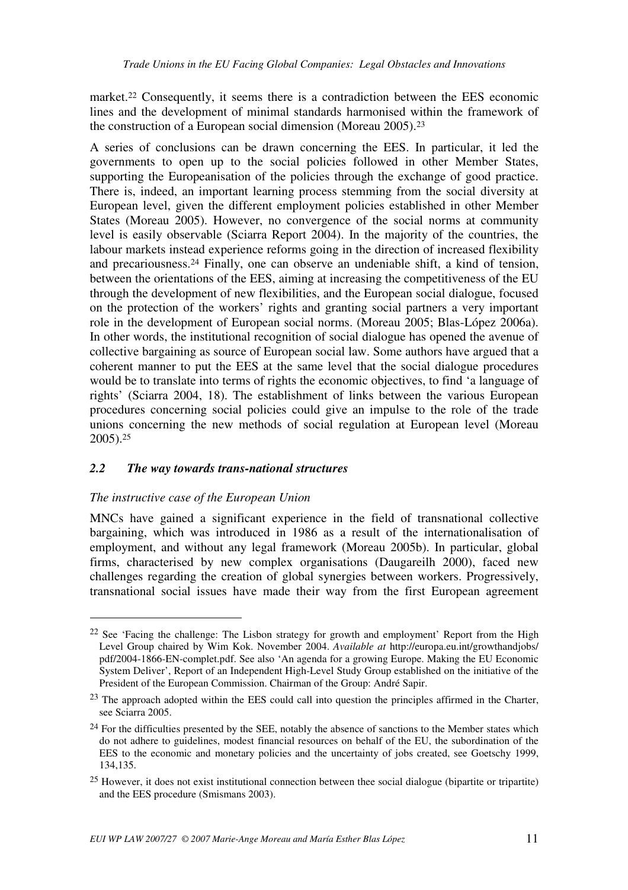market.[22] Consequently, it seems there is a contradiction between the EES economic lines and the development of minimal standards harmonised within the framework of the construction of a European social dimension (Moreau 2005).[23]

A series of conclusions can be drawn concerning the EES. In particular, it led the governments to open up to the social policies followed in other Member States, supporting the Europeanisation of the policies through the exchange of good practice. There is, indeed, an important learning process stemming from the social diversity at European level, given the different employment policies established in other Member States (Moreau 2005). However, no convergence of the social norms at community level is easily observable (Sciarra Report 2004). In the majority of the countries, the labour markets instead experience reforms going in the direction of increased flexibility and precariousness.[24] Finally, one can observe an undeniable shift, a kind of tension, between the orientations of the EES, aiming at increasing the competitiveness of the EU through the development of new flexibilities, and the European social dialogue, focused on the protection of the workers' rights and granting social partners a very important role in the development of European social norms. (Moreau 2005; Blas-López 2006a). In other words, the institutional recognition of social dialogue has opened the avenue of collective bargaining as source of European social law. Some authors have argued that a coherent manner to put the EES at the same level that the social dialogue procedures would be to translate into terms of rights the economic objectives, to find 'a language of rights' (Sciarra 2004, 18). The establishment of links between the various European procedures concerning social policies could give an impulse to the role of the trade unions concerning the new methods of social regulation at European level (Moreau 2005).[25]

### *2.2 The way towards trans-national structures*

*The instructive case of the European Union*

MNCs have gained a significant experience in the field of transnational collective bargaining, which was introduced in 1986 as a result of the internationalisation of employment, and without any legal framework (Moreau 2005b). In particular, global firms, characterised by new complex organisations (Daugareilh 2000), faced new challenges regarding the creation of global synergies between workers. Progressively, transnational social issues have made their way from the first European agreement

---

[22] See 'Facing the challenge: The Lisbon strategy for growth and employment' Report from the High Level Group chaired by Wim Kok. November 2004. *Available at* http://europa.eu.int/growthandjobs/pdf/2004-1866-EN-complet.pdf. See also 'An agenda for a growing Europe. Making the EU Economic System Deliver', Report of an Independent High-Level Study Group established on the initiative of the President of the European Commission. Chairman of the Group: André Sapir.

[23] The approach adopted within the EES could call into question the principles affirmed in the Charter, see Sciarra 2005.

[24] For the difficulties presented by the SEE, notably the absence of sanctions to the Member states which do not adhere to guidelines, modest financial resources on behalf of the EU, the subordination of the EES to the economic and monetary policies and the uncertainty of jobs created, see Goetschy 1999, 134,135.

[25] However, it does not exist institutional connection between thee social dialogue (bipartite or tripartite) and the EES procedure (Smismans 2003).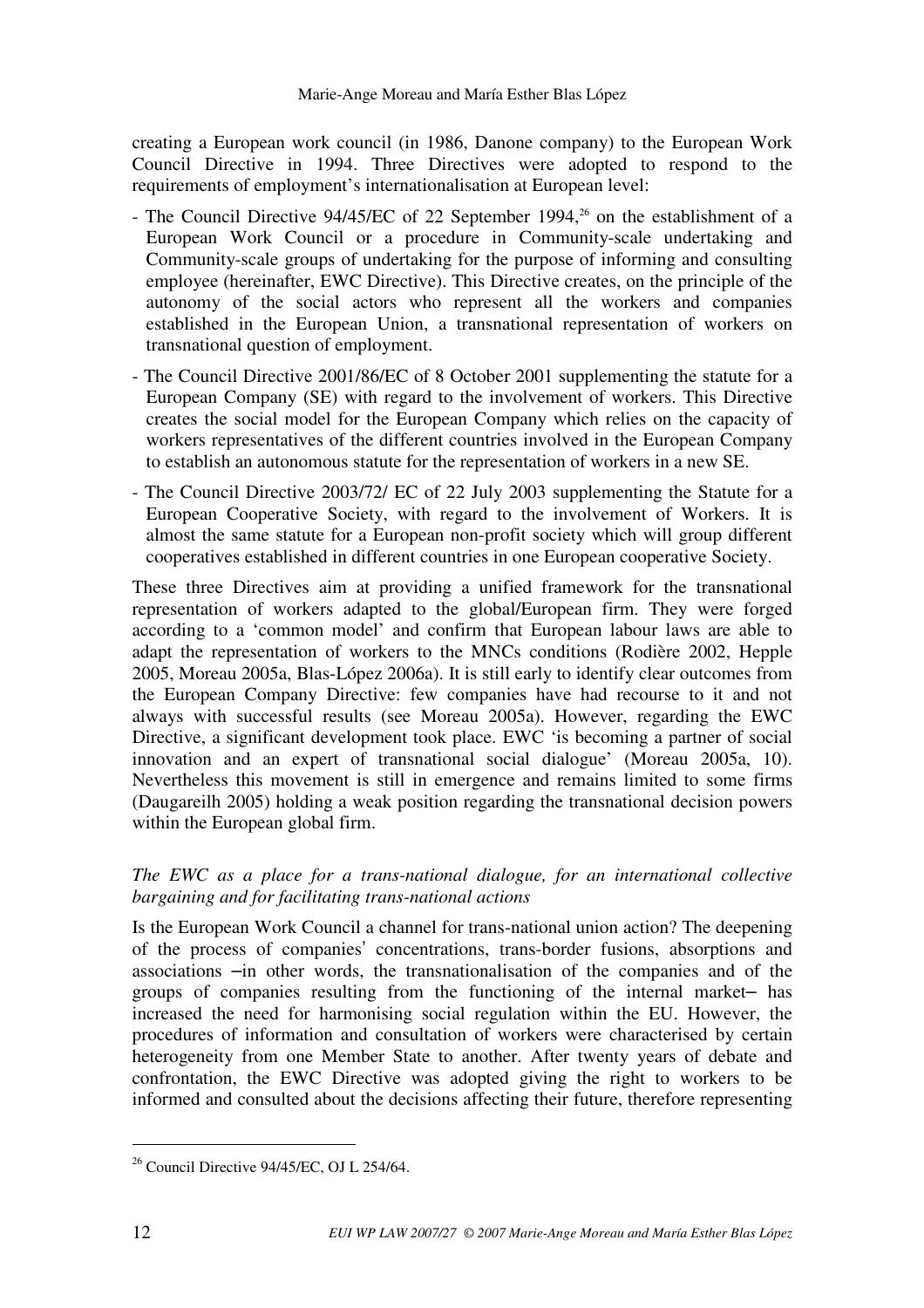creating a European work council (in 1986, Danone company) to the European Work Council Directive in 1994. Three Directives were adopted to respond to the requirements of employment's internationalisation at European level:

- The Council Directive 94/45/EC of 22 September 1994,[26] on the establishment of a European Work Council or a procedure in Community-scale undertaking and Community-scale groups of undertaking for the purpose of informing and consulting employee (hereinafter, EWC Directive). This Directive creates, on the principle of the autonomy of the social actors who represent all the workers and companies established in the European Union, a transnational representation of workers on transnational question of employment.
- The Council Directive 2001/86/EC of 8 October 2001 supplementing the statute for a European Company (SE) with regard to the involvement of workers. This Directive creates the social model for the European Company which relies on the capacity of workers representatives of the different countries involved in the European Company to establish an autonomous statute for the representation of workers in a new SE.
- The Council Directive 2003/72/ EC of 22 July 2003 supplementing the Statute for a European Cooperative Society, with regard to the involvement of Workers. It is almost the same statute for a European non-profit society which will group different cooperatives established in different countries in one European cooperative Society.

These three Directives aim at providing a unified framework for the transnational representation of workers adapted to the global/European firm. They were forged according to a 'common model' and confirm that European labour laws are able to adapt the representation of workers to the MNCs conditions (Rodière 2002, Hepple 2005, Moreau 2005a, Blas-López 2006a). It is still early to identify clear outcomes from the European Company Directive: few companies have had recourse to it and not always with successful results (see Moreau 2005a). However, regarding the EWC Directive, a significant development took place. EWC 'is becoming a partner of social innovation and an expert of transnational social dialogue' (Moreau 2005a, 10). Nevertheless this movement is still in emergence and remains limited to some firms (Daugareilh 2005) holding a weak position regarding the transnational decision powers within the European global firm.

*The EWC as a place for a trans-national dialogue, for an international collective bargaining and for facilitating trans-national actions*

Is the European Work Council a channel for trans-national union action? The deepening of the process of companies' concentrations, trans-border fusions, absorptions and associations –in other words, the transnationalisation of the companies and of the groups of companies resulting from the functioning of the internal market– has increased the need for harmonising social regulation within the EU. However, the procedures of information and consultation of workers were characterised by certain heterogeneity from one Member State to another. After twenty years of debate and confrontation, the EWC Directive was adopted giving the right to workers to be informed and consulted about the decisions affecting their future, therefore representing

---

[26] Council Directive 94/45/EC, OJ L 254/64.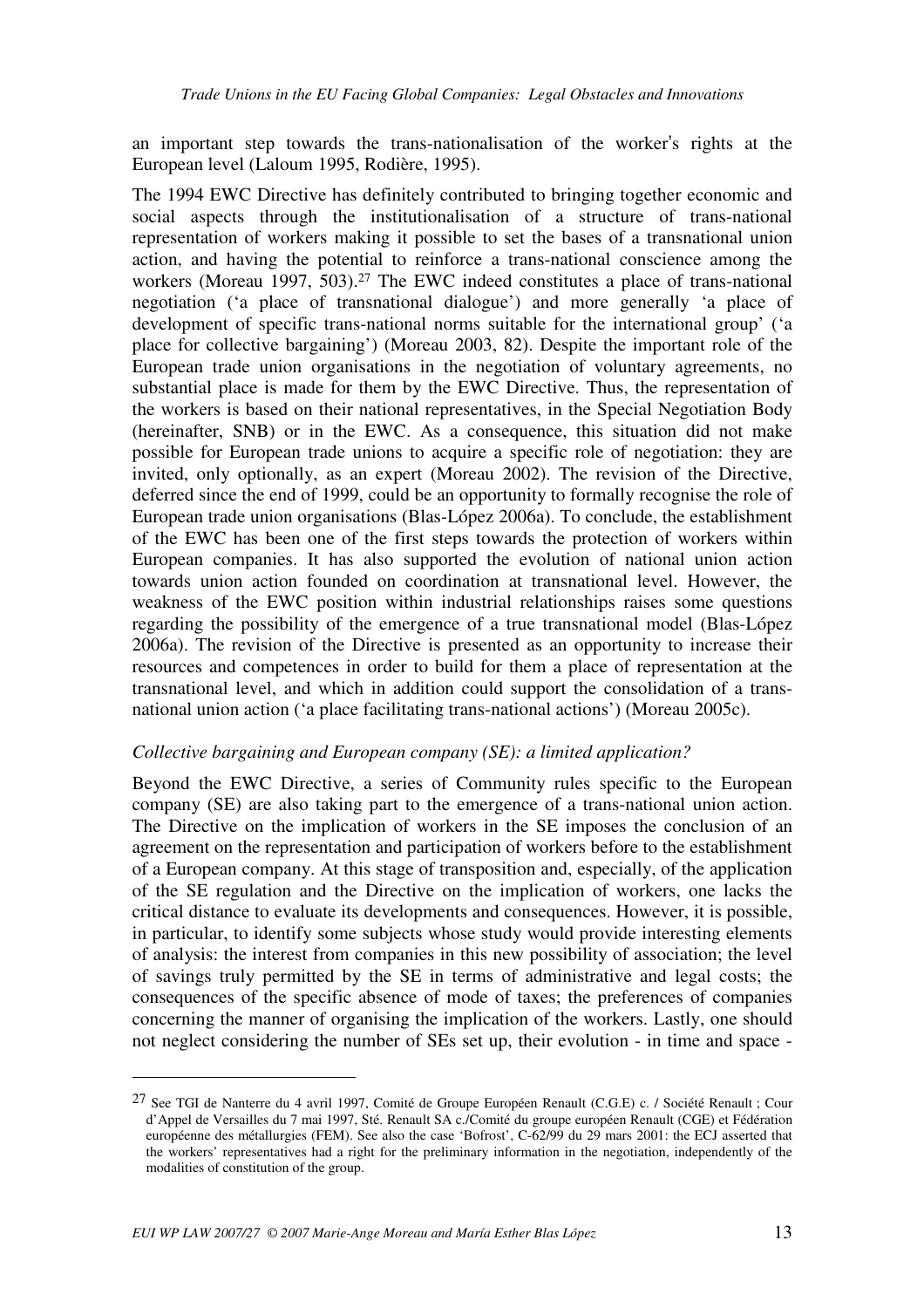an important step towards the trans-nationalisation of the worker's rights at the European level (Laloum 1995, Rodière, 1995).

The 1994 EWC Directive has definitely contributed to bringing together economic and social aspects through the institutionalisation of a structure of trans-national representation of workers making it possible to set the bases of a transnational union action, and having the potential to reinforce a trans-national conscience among the workers (Moreau 1997, 503).[27] The EWC indeed constitutes a place of trans-national negotiation ('a place of transnational dialogue') and more generally 'a place of development of specific trans-national norms suitable for the international group' ('a place for collective bargaining') (Moreau 2003, 82). Despite the important role of the European trade union organisations in the negotiation of voluntary agreements, no substantial place is made for them by the EWC Directive. Thus, the representation of the workers is based on their national representatives, in the Special Negotiation Body (hereinafter, SNB) or in the EWC. As a consequence, this situation did not make possible for European trade unions to acquire a specific role of negotiation: they are invited, only optionally, as an expert (Moreau 2002). The revision of the Directive, deferred since the end of 1999, could be an opportunity to formally recognise the role of European trade union organisations (Blas-López 2006a). To conclude, the establishment of the EWC has been one of the first steps towards the protection of workers within European companies. It has also supported the evolution of national union action towards union action founded on coordination at transnational level. However, the weakness of the EWC position within industrial relationships raises some questions regarding the possibility of the emergence of a true transnational model (Blas-López 2006a). The revision of the Directive is presented as an opportunity to increase their resources and competences in order to build for them a place of representation at the transnational level, and which in addition could support the consolidation of a trans-national union action ('a place facilitating trans-national actions') (Moreau 2005c).

*Collective bargaining and European company (SE): a limited application?*

Beyond the EWC Directive, a series of Community rules specific to the European company (SE) are also taking part to the emergence of a trans-national union action. The Directive on the implication of workers in the SE imposes the conclusion of an agreement on the representation and participation of workers before to the establishment of a European company. At this stage of transposition and, especially, of the application of the SE regulation and the Directive on the implication of workers, one lacks the critical distance to evaluate its developments and consequences. However, it is possible, in particular, to identify some subjects whose study would provide interesting elements of analysis: the interest from companies in this new possibility of association; the level of savings truly permitted by the SE in terms of administrative and legal costs; the consequences of the specific absence of mode of taxes; the preferences of companies concerning the manner of organising the implication of the workers. Lastly, one should not neglect considering the number of SEs set up, their evolution - in time and space -

[27] See TGI de Nanterre du 4 avril 1997, Comité de Groupe Européen Renault (C.G.E) c. / Société Renault ; Cour d'Appel de Versailles du 7 mai 1997, Sté. Renault SA c./Comité du groupe européen Renault (CGE) et Fédération européenne des métallurgies (FEM). See also the case 'Bofrost', C-62/99 du 29 mars 2001: the ECJ asserted that the workers' representatives had a right for the preliminary information in the negotiation, independently of the modalities of constitution of the group.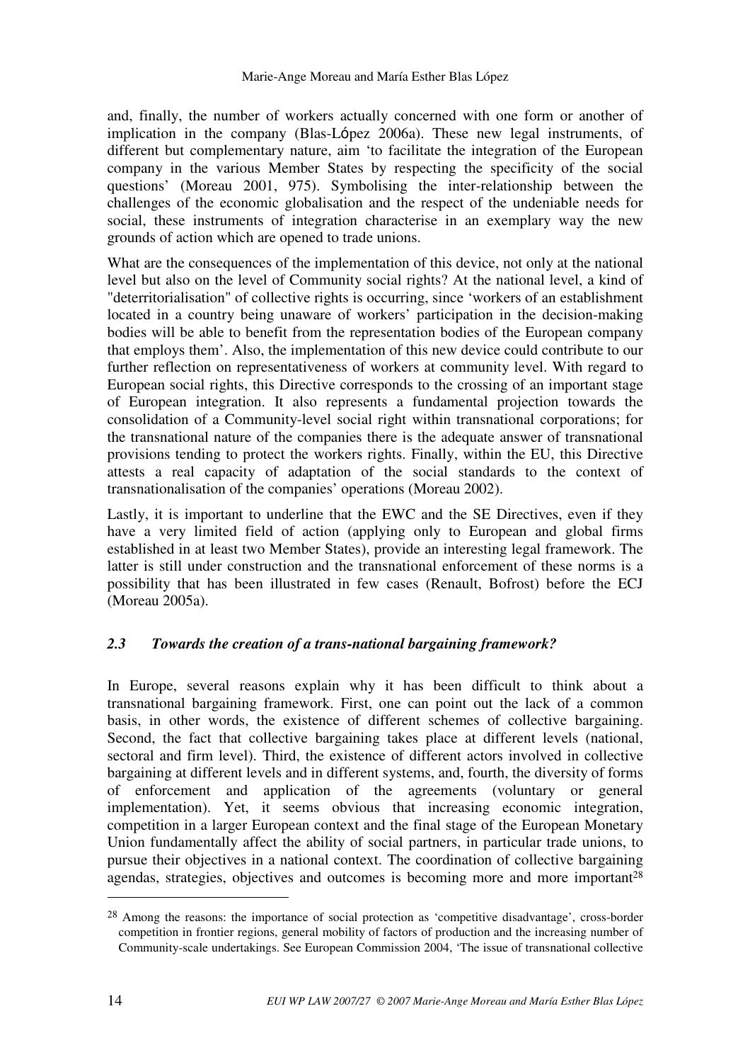and, finally, the number of workers actually concerned with one form or another of implication in the company (Blas-López 2006a). These new legal instruments, of different but complementary nature, aim 'to facilitate the integration of the European company in the various Member States by respecting the specificity of the social questions' (Moreau 2001, 975). Symbolising the inter-relationship between the challenges of the economic globalisation and the respect of the undeniable needs for social, these instruments of integration characterise in an exemplary way the new grounds of action which are opened to trade unions.

What are the consequences of the implementation of this device, not only at the national level but also on the level of Community social rights? At the national level, a kind of "deterritorialisation" of collective rights is occurring, since 'workers of an establishment located in a country being unaware of workers' participation in the decision-making bodies will be able to benefit from the representation bodies of the European company that employs them'. Also, the implementation of this new device could contribute to our further reflection on representativeness of workers at community level. With regard to European social rights, this Directive corresponds to the crossing of an important stage of European integration. It also represents a fundamental projection towards the consolidation of a Community-level social right within transnational corporations; for the transnational nature of the companies there is the adequate answer of transnational provisions tending to protect the workers rights. Finally, within the EU, this Directive attests a real capacity of adaptation of the social standards to the context of transnationalisation of the companies' operations (Moreau 2002).

Lastly, it is important to underline that the EWC and the SE Directives, even if they have a very limited field of action (applying only to European and global firms established in at least two Member States), provide an interesting legal framework. The latter is still under construction and the transnational enforcement of these norms is a possibility that has been illustrated in few cases (Renault, Bofrost) before the ECJ (Moreau 2005a).

### *2.3 Towards the creation of a trans-national bargaining framework?*

In Europe, several reasons explain why it has been difficult to think about a transnational bargaining framework. First, one can point out the lack of a common basis, in other words, the existence of different schemes of collective bargaining. Second, the fact that collective bargaining takes place at different levels (national, sectoral and firm level). Third, the existence of different actors involved in collective bargaining at different levels and in different systems, and, fourth, the diversity of forms of enforcement and application of the agreements (voluntary or general implementation). Yet, it seems obvious that increasing economic integration, competition in a larger European context and the final stage of the European Monetary Union fundamentally affect the ability of social partners, in particular trade unions, to pursue their objectives in a national context. The coordination of collective bargaining agendas, strategies, objectives and outcomes is becoming more and more important[28]

[28] Among the reasons: the importance of social protection as 'competitive disadvantage', cross-border competition in frontier regions, general mobility of factors of production and the increasing number of Community-scale undertakings. See European Commission 2004, 'The issue of transnational collective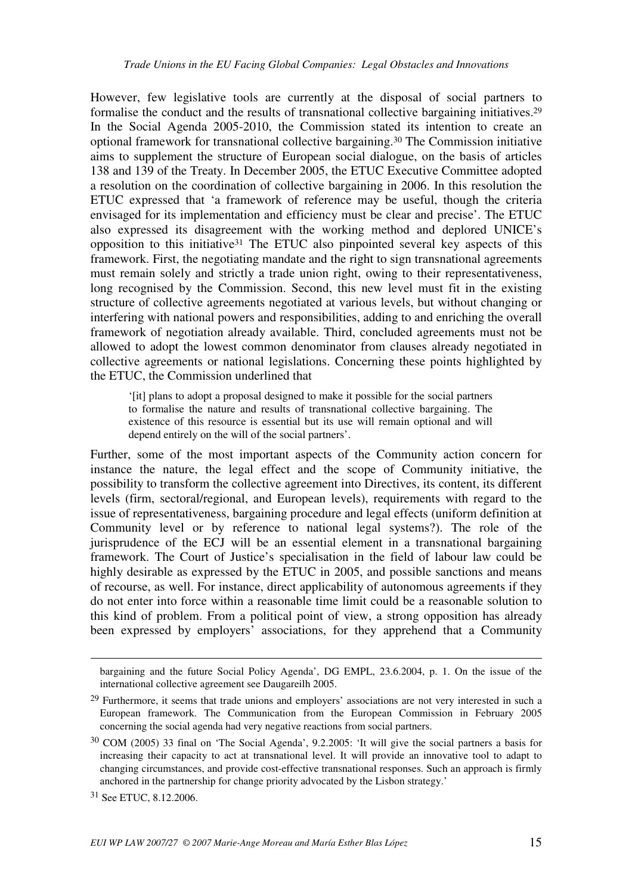However, few legislative tools are currently at the disposal of social partners to formalise the conduct and the results of transnational collective bargaining initiatives.[29] In the Social Agenda 2005-2010, the Commission stated its intention to create an optional framework for transnational collective bargaining.[30] The Commission initiative aims to supplement the structure of European social dialogue, on the basis of articles 138 and 139 of the Treaty. In December 2005, the ETUC Executive Committee adopted a resolution on the coordination of collective bargaining in 2006. In this resolution the ETUC expressed that 'a framework of reference may be useful, though the criteria envisaged for its implementation and efficiency must be clear and precise'. The ETUC also expressed its disagreement with the working method and deplored UNICE's opposition to this initiative[31] The ETUC also pinpointed several key aspects of this framework. First, the negotiating mandate and the right to sign transnational agreements must remain solely and strictly a trade union right, owing to their representativeness, long recognised by the Commission. Second, this new level must fit in the existing structure of collective agreements negotiated at various levels, but without changing or interfering with national powers and responsibilities, adding to and enriching the overall framework of negotiation already available. Third, concluded agreements must not be allowed to adopt the lowest common denominator from clauses already negotiated in collective agreements or national legislations. Concerning these points highlighted by the ETUC, the Commission underlined that

> '[it] plans to adopt a proposal designed to make it possible for the social partners to formalise the nature and results of transnational collective bargaining. The existence of this resource is essential but its use will remain optional and will depend entirely on the will of the social partners'.

Further, some of the most important aspects of the Community action concern for instance the nature, the legal effect and the scope of Community initiative, the possibility to transform the collective agreement into Directives, its content, its different levels (firm, sectoral/regional, and European levels), requirements with regard to the issue of representativeness, bargaining procedure and legal effects (uniform definition at Community level or by reference to national legal systems?). The role of the jurisprudence of the ECJ will be an essential element in a transnational bargaining framework. The Court of Justice's specialisation in the field of labour law could be highly desirable as expressed by the ETUC in 2005, and possible sanctions and means of recourse, as well. For instance, direct applicability of autonomous agreements if they do not enter into force within a reasonable time limit could be a reasonable solution to this kind of problem. From a political point of view, a strong opposition has already been expressed by employers' associations, for they apprehend that a Community

---

bargaining and the future Social Policy Agenda', DG EMPL, 23.6.2004, p. 1. On the issue of the international collective agreement see Daugareilh 2005.

[29] Furthermore, it seems that trade unions and employers' associations are not very interested in such a European framework. The Communication from the European Commission in February 2005 concerning the social agenda had very negative reactions from social partners.

[30] COM (2005) 33 final on 'The Social Agenda', 9.2.2005: 'It will give the social partners a basis for increasing their capacity to act at transnational level. It will provide an innovative tool to adapt to changing circumstances, and provide cost-effective transnational responses. Such an approach is firmly anchored in the partnership for change priority advocated by the Lisbon strategy.'

[31] See ETUC, 8.12.2006.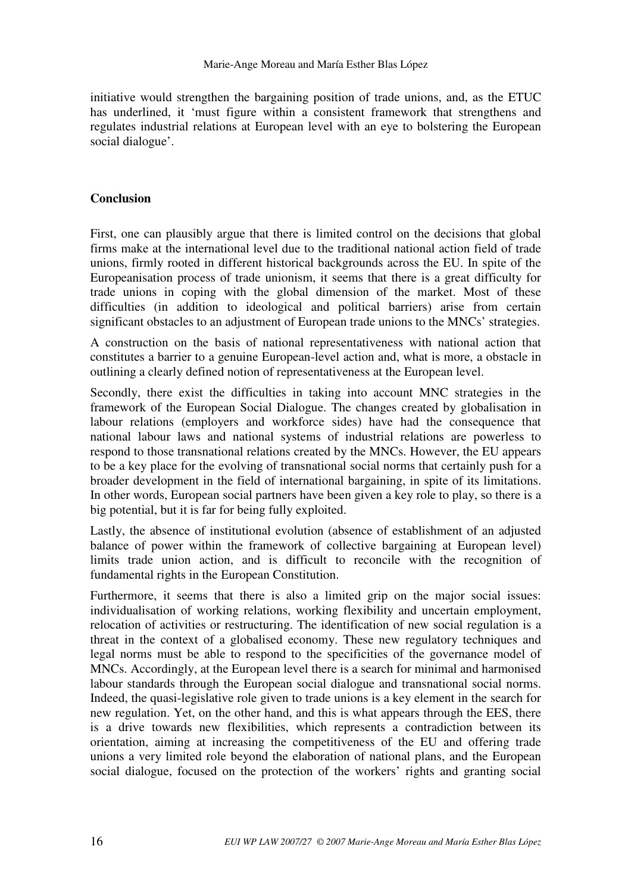initiative would strengthen the bargaining position of trade unions, and, as the ETUC has underlined, it 'must figure within a consistent framework that strengthens and regulates industrial relations at European level with an eye to bolstering the European social dialogue'.

## Conclusion

First, one can plausibly argue that there is limited control on the decisions that global firms make at the international level due to the traditional national action field of trade unions, firmly rooted in different historical backgrounds across the EU. In spite of the Europeanisation process of trade unionism, it seems that there is a great difficulty for trade unions in coping with the global dimension of the market. Most of these difficulties (in addition to ideological and political barriers) arise from certain significant obstacles to an adjustment of European trade unions to the MNCs' strategies.

A construction on the basis of national representativeness with national action that constitutes a barrier to a genuine European-level action and, what is more, a obstacle in outlining a clearly defined notion of representativeness at the European level.

Secondly, there exist the difficulties in taking into account MNC strategies in the framework of the European Social Dialogue. The changes created by globalisation in labour relations (employers and workforce sides) have had the consequence that national labour laws and national systems of industrial relations are powerless to respond to those transnational relations created by the MNCs. However, the EU appears to be a key place for the evolving of transnational social norms that certainly push for a broader development in the field of international bargaining, in spite of its limitations. In other words, European social partners have been given a key role to play, so there is a big potential, but it is far for being fully exploited.

Lastly, the absence of institutional evolution (absence of establishment of an adjusted balance of power within the framework of collective bargaining at European level) limits trade union action, and is difficult to reconcile with the recognition of fundamental rights in the European Constitution.

Furthermore, it seems that there is also a limited grip on the major social issues: individualisation of working relations, working flexibility and uncertain employment, relocation of activities or restructuring. The identification of new social regulation is a threat in the context of a globalised economy. These new regulatory techniques and legal norms must be able to respond to the specificities of the governance model of MNCs. Accordingly, at the European level there is a search for minimal and harmonised labour standards through the European social dialogue and transnational social norms. Indeed, the quasi-legislative role given to trade unions is a key element in the search for new regulation. Yet, on the other hand, and this is what appears through the EES, there is a drive towards new flexibilities, which represents a contradiction between its orientation, aiming at increasing the competitiveness of the EU and offering trade unions a very limited role beyond the elaboration of national plans, and the European social dialogue, focused on the protection of the workers' rights and granting social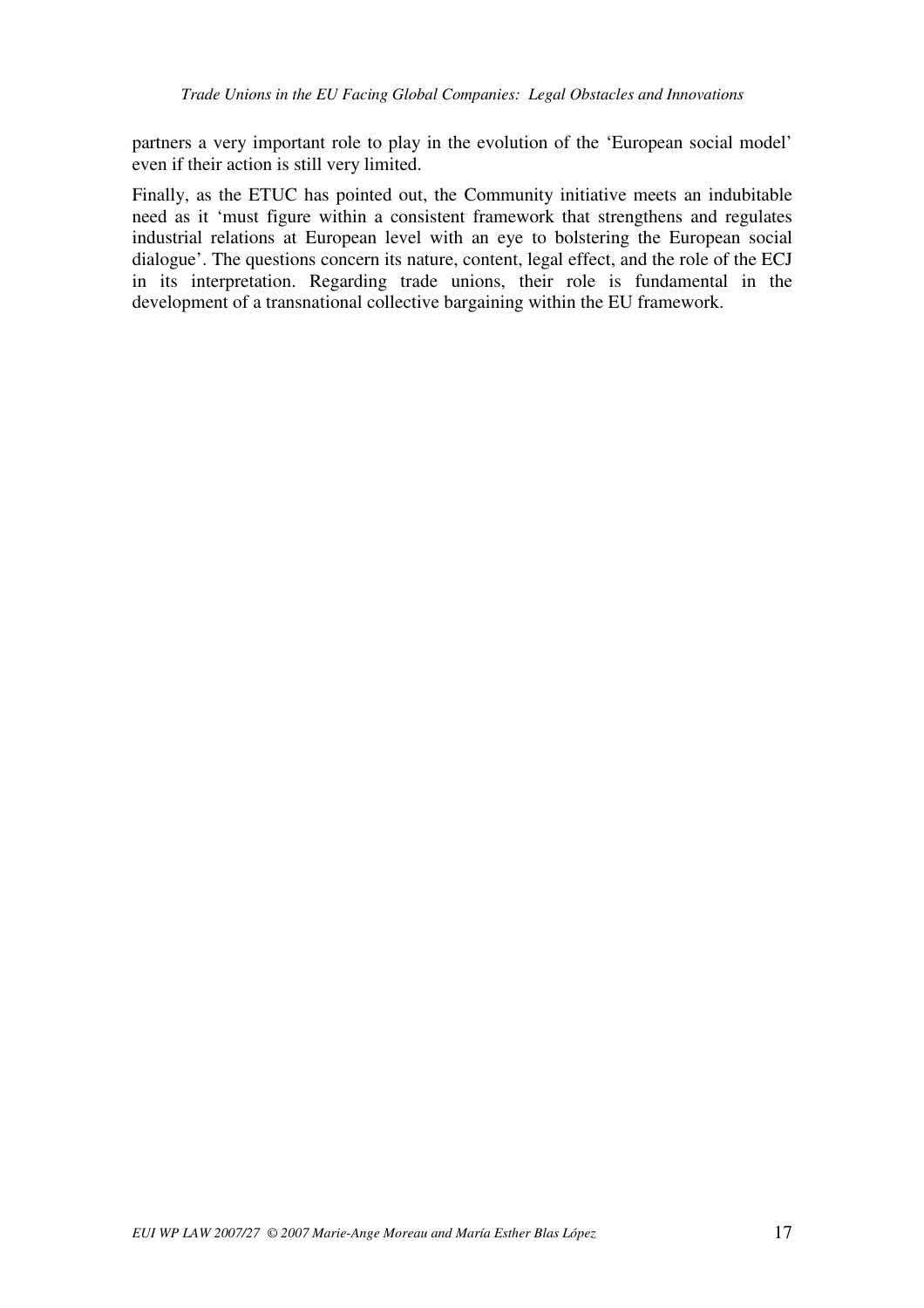partners a very important role to play in the evolution of the 'European social model' even if their action is still very limited.

Finally, as the ETUC has pointed out, the Community initiative meets an indubitable need as it 'must figure within a consistent framework that strengthens and regulates industrial relations at European level with an eye to bolstering the European social dialogue'. The questions concern its nature, content, legal effect, and the role of the ECJ in its interpretation. Regarding trade unions, their role is fundamental in the development of a transnational collective bargaining within the EU framework.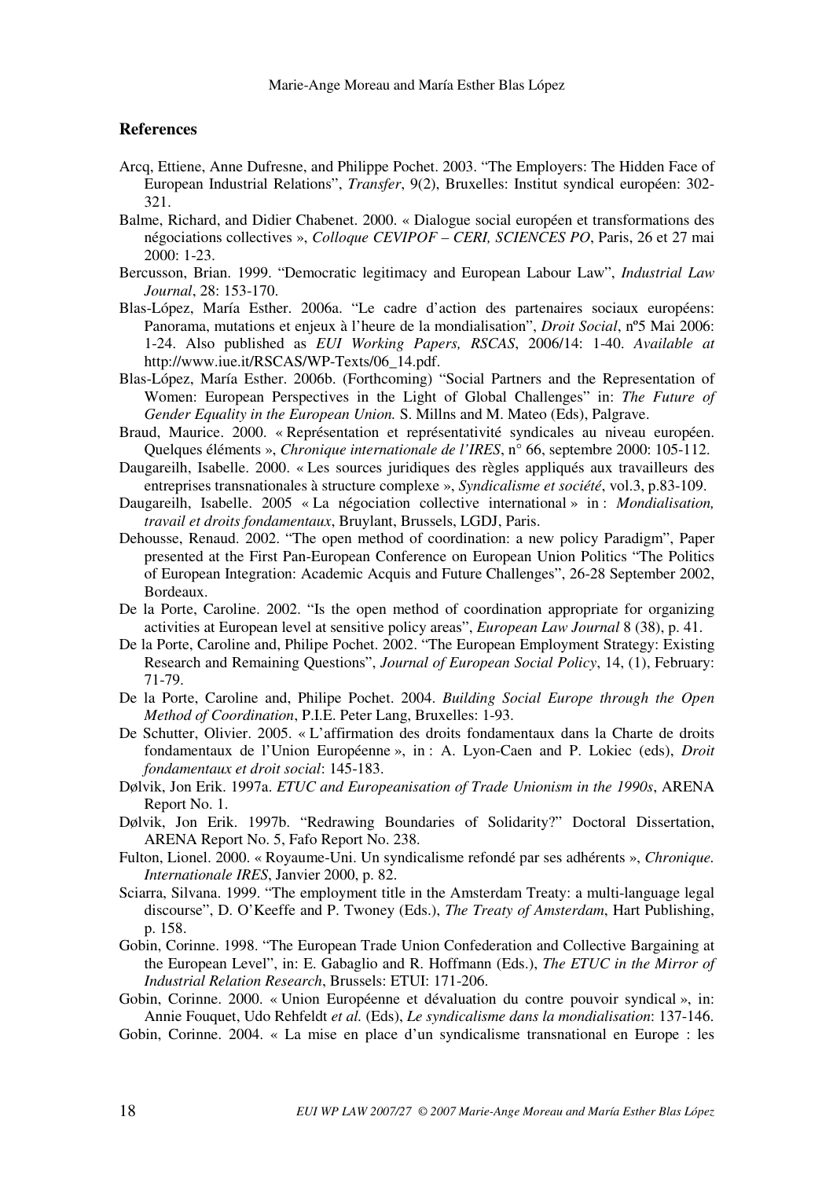## References

Arcq, Ettiene, Anne Dufresne, and Philippe Pochet. 2003. "The Employers: The Hidden Face of European Industrial Relations", *Transfer*, 9(2), Bruxelles: Institut syndical européen: 302-321.

Balme, Richard, and Didier Chabenet. 2000. « Dialogue social européen et transformations des négociations collectives », *Colloque CEVIPOF – CERI, SCIENCES PO*, Paris, 26 et 27 mai 2000: 1-23.

Bercusson, Brian. 1999. "Democratic legitimacy and European Labour Law", *Industrial Law Journal*, 28: 153-170.

Blas-López, María Esther. 2006a. "Le cadre d'action des partenaires sociaux européens: Panorama, mutations et enjeux à l'heure de la mondialisation", *Droit Social*, nº5 Mai 2006: 1-24. Also published as *EUI Working Papers, RSCAS*, 2006/14: 1-40. *Available at* http://www.iue.it/RSCAS/WP-Texts/06_14.pdf.

Blas-López, María Esther. 2006b. (Forthcoming) "Social Partners and the Representation of Women: European Perspectives in the Light of Global Challenges" in: *The Future of Gender Equality in the European Union.* S. Millns and M. Mateo (Eds), Palgrave.

Braud, Maurice. 2000. « Représentation et représentativité syndicales au niveau européen. Quelques éléments », *Chronique internationale de l'IRES*, n° 66, septembre 2000: 105-112.

Daugareilh, Isabelle. 2000. « Les sources juridiques des règles appliqués aux travailleurs des entreprises transnationales à structure complexe », *Syndicalisme et société*, vol.3, p.83-109.

Daugareilh, Isabelle. 2005 « La négociation collective international » in : *Mondialisation, travail et droits fondamentaux*, Bruylant, Brussels, LGDJ, Paris.

Dehousse, Renaud. 2002. "The open method of coordination: a new policy Paradigm", Paper presented at the First Pan-European Conference on European Union Politics "The Politics of European Integration: Academic Acquis and Future Challenges", 26-28 September 2002, Bordeaux.

De la Porte, Caroline. 2002. "Is the open method of coordination appropriate for organizing activities at European level at sensitive policy areas", *European Law Journal* 8 (38), p. 41.

De la Porte, Caroline and, Philipe Pochet. 2002. "The European Employment Strategy: Existing Research and Remaining Questions", *Journal of European Social Policy*, 14, (1), February: 71-79.

De la Porte, Caroline and, Philipe Pochet. 2004. *Building Social Europe through the Open Method of Coordination*, P.I.E. Peter Lang, Bruxelles: 1-93.

De Schutter, Olivier. 2005. « L'affirmation des droits fondamentaux dans la Charte de droits fondamentaux de l'Union Européenne », in : A. Lyon-Caen and P. Lokiec (eds), *Droit fondamentaux et droit social*: 145-183.

Dølvik, Jon Erik. 1997a. *ETUC and Europeanisation of Trade Unionism in the 1990s*, ARENA Report No. 1.

Dølvik, Jon Erik. 1997b. "Redrawing Boundaries of Solidarity?" Doctoral Dissertation, ARENA Report No. 5, Fafo Report No. 238.

Fulton, Lionel. 2000. « Royaume-Uni. Un syndicalisme refondé par ses adhérents », *Chronique. Internationale IRES*, Janvier 2000, p. 82.

Sciarra, Silvana. 1999. "The employment title in the Amsterdam Treaty: a multi-language legal discourse", D. O'Keeffe and P. Twoney (Eds.), *The Treaty of Amsterdam*, Hart Publishing, p. 158.

Gobin, Corinne. 1998. "The European Trade Union Confederation and Collective Bargaining at the European Level", in: E. Gabaglio and R. Hoffmann (Eds.), *The ETUC in the Mirror of Industrial Relation Research*, Brussels: ETUI: 171-206.

Gobin, Corinne. 2000. « Union Européenne et dévaluation du contre pouvoir syndical », in: Annie Fouquet, Udo Rehfeldt *et al.* (Eds), *Le syndicalisme dans la mondialisation*: 137-146.

Gobin, Corinne. 2004. « La mise en place d'un syndicalisme transnational en Europe : les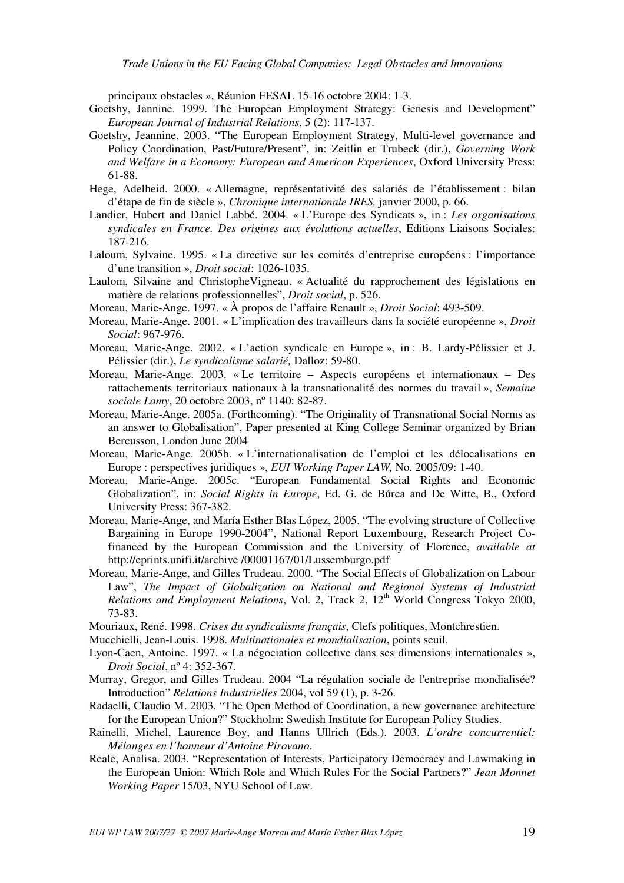principaux obstacles », Réunion FESAL 15-16 octobre 2004: 1-3.

Goetshy, Jannine. 1999. The European Employment Strategy: Genesis and Development" *European Journal of Industrial Relations*, 5 (2): 117-137.

Goetshy, Jeannine. 2003. "The European Employment Strategy, Multi-level governance and Policy Coordination, Past/Future/Present", in: Zeitlin et Trubeck (dir.), *Governing Work and Welfare in a Economy: European and American Experiences*, Oxford University Press: 61-88.

Hege, Adelheid. 2000. « Allemagne, représentativité des salariés de l'établissement : bilan d'étape de fin de siècle », *Chronique internationale IRES,* janvier 2000, p. 66.

Landier, Hubert and Daniel Labbé. 2004. « L'Europe des Syndicats », in : *Les organisations syndicales en France. Des origines aux évolutions actuelles*, Editions Liaisons Sociales: 187-216.

Laloum, Sylvaine. 1995. « La directive sur les comités d'entreprise européens : l'importance d'une transition », *Droit social*: 1026-1035.

Laulom, Silvaine and ChristopheVigneau. « Actualité du rapprochement des législations en matière de relations professionnelles", *Droit social*, p. 526.

Moreau, Marie-Ange. 1997. « À propos de l'affaire Renault », *Droit Social*: 493-509.

Moreau, Marie-Ange. 2001. « L'implication des travailleurs dans la société européenne », *Droit Social*: 967-976.

Moreau, Marie-Ange. 2002. « L'action syndicale en Europe », in : B. Lardy-Pélissier et J. Pélissier (dir.), *Le syndicalisme salarié,* Dalloz: 59-80.

Moreau, Marie-Ange. 2003. « Le territoire – Aspects européens et internationaux – Des rattachements territoriaux nationaux à la transnationalité des normes du travail », *Semaine sociale Lamy*, 20 octobre 2003, nº 1140: 82-87.

Moreau, Marie-Ange. 2005a. (Forthcoming). "The Originality of Transnational Social Norms as an answer to Globalisation", Paper presented at King College Seminar organized by Brian Bercusson, London June 2004

Moreau, Marie-Ange. 2005b. « L'internationalisation de l'emploi et les délocalisations en Europe : perspectives juridiques », *EUI Working Paper LAW,* No. 2005/09: 1-40.

Moreau, Marie-Ange. 2005c. "European Fundamental Social Rights and Economic Globalization", in: *Social Rights in Europe*, Ed. G. de Búrca and De Witte, B., Oxford University Press: 367-382.

Moreau, Marie-Ange, and María Esther Blas López, 2005. "The evolving structure of Collective Bargaining in Europe 1990-2004", National Report Luxembourg, Research Project Co-financed by the European Commission and the University of Florence, *available at* http://eprints.unifi.it/archive /00001167/01/Lussemburgo.pdf

Moreau, Marie-Ange, and Gilles Trudeau. 2000. "The Social Effects of Globalization on Labour Law", *The Impact of Globalization on National and Regional Systems of Industrial Relations and Employment Relations*, Vol. 2, Track 2, 12th World Congress Tokyo 2000, 73-83.

Mouriaux, René. 1998. *Crises du syndicalisme français*, Clefs politiques, Montchrestien.

Mucchielli, Jean-Louis. 1998. *Multinationales et mondialisation*, points seuil.

Lyon-Caen, Antoine. 1997. « La négociation collective dans ses dimensions internationales », *Droit Social*, nº 4: 352-367.

Murray, Gregor, and Gilles Trudeau. 2004 "La régulation sociale de l'entreprise mondialisée? Introduction" *Relations Industrielles* 2004, vol 59 (1), p. 3-26.

Radaelli, Claudio M. 2003. "The Open Method of Coordination, a new governance architecture for the European Union?" Stockholm: Swedish Institute for European Policy Studies.

Rainelli, Michel, Laurence Boy, and Hanns Ullrich (Eds.). 2003. *L'ordre concurrentiel: Mélanges en l'honneur d'Antoine Pirovano*.

Reale, Analisa. 2003. "Representation of Interests, Participatory Democracy and Lawmaking in the European Union: Which Role and Which Rules For the Social Partners?" *Jean Monnet Working Paper* 15/03, NYU School of Law.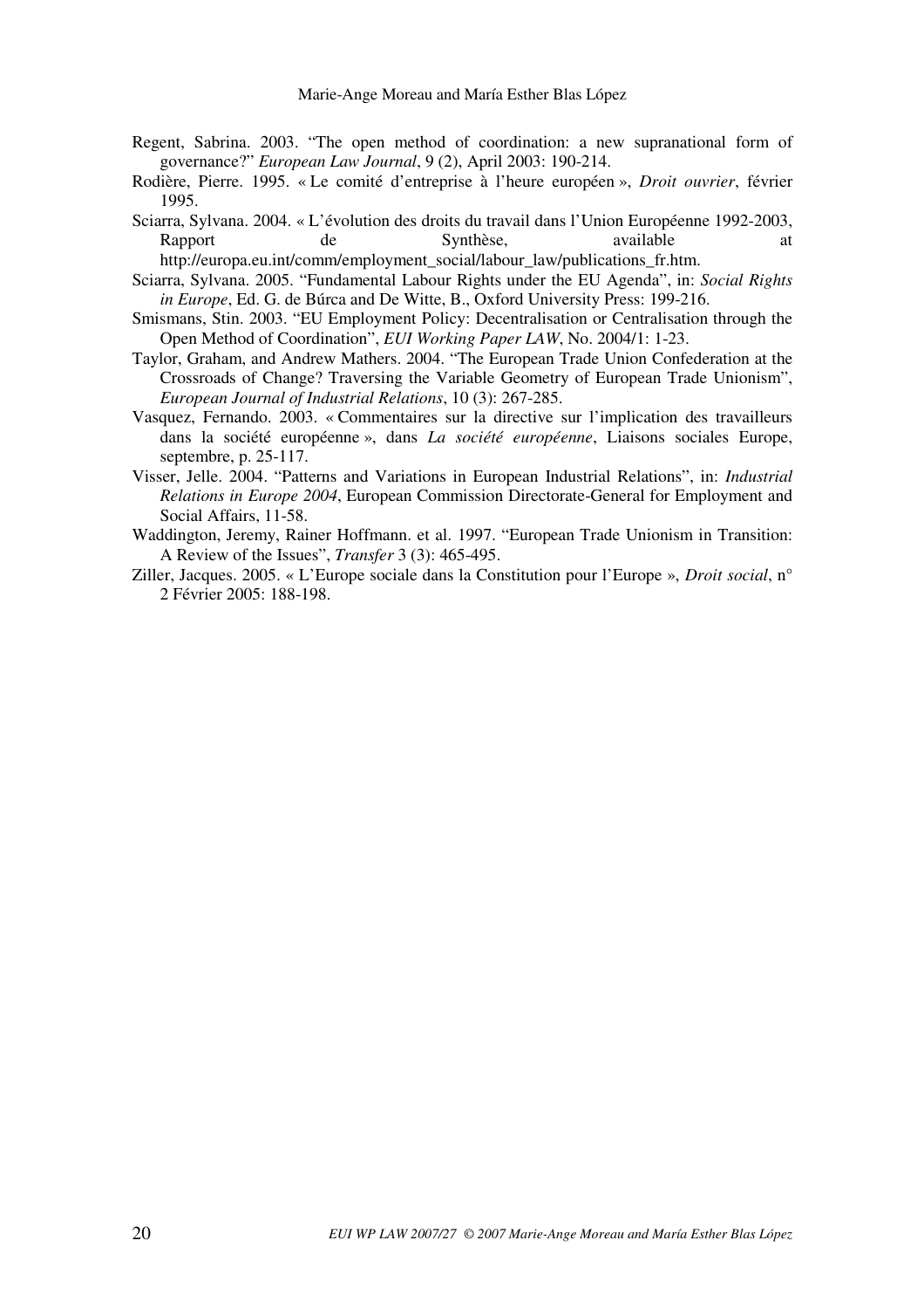Regent, Sabrina. 2003. "The open method of coordination: a new supranational form of governance?" *European Law Journal*, 9 (2), April 2003: 190-214.

Rodière, Pierre. 1995. « Le comité d'entreprise à l'heure européen », *Droit ouvrier*, février 1995.

Sciarra, Sylvana. 2004. « L'évolution des droits du travail dans l'Union Européenne 1992-2003, Rapport de Synthèse, available at http://europa.eu.int/comm/employment_social/labour_law/publications_fr.htm.

Sciarra, Sylvana. 2005. "Fundamental Labour Rights under the EU Agenda", in: *Social Rights in Europe*, Ed. G. de Búrca and De Witte, B., Oxford University Press: 199-216.

Smismans, Stin. 2003. "EU Employment Policy: Decentralisation or Centralisation through the Open Method of Coordination", *EUI Working Paper LAW*, No. 2004/1: 1-23.

Taylor, Graham, and Andrew Mathers. 2004. "The European Trade Union Confederation at the Crossroads of Change? Traversing the Variable Geometry of European Trade Unionism", *European Journal of Industrial Relations*, 10 (3): 267-285.

Vasquez, Fernando. 2003. « Commentaires sur la directive sur l'implication des travailleurs dans la société européenne », dans *La société européenne*, Liaisons sociales Europe, septembre, p. 25-117.

Visser, Jelle. 2004. "Patterns and Variations in European Industrial Relations", in: *Industrial Relations in Europe 2004*, European Commission Directorate-General for Employment and Social Affairs, 11-58.

Waddington, Jeremy, Rainer Hoffmann. et al. 1997. "European Trade Unionism in Transition: A Review of the Issues", *Transfer* 3 (3): 465-495.

Ziller, Jacques. 2005. « L'Europe sociale dans la Constitution pour l'Europe », *Droit social*, n° 2 Février 2005: 188-198.